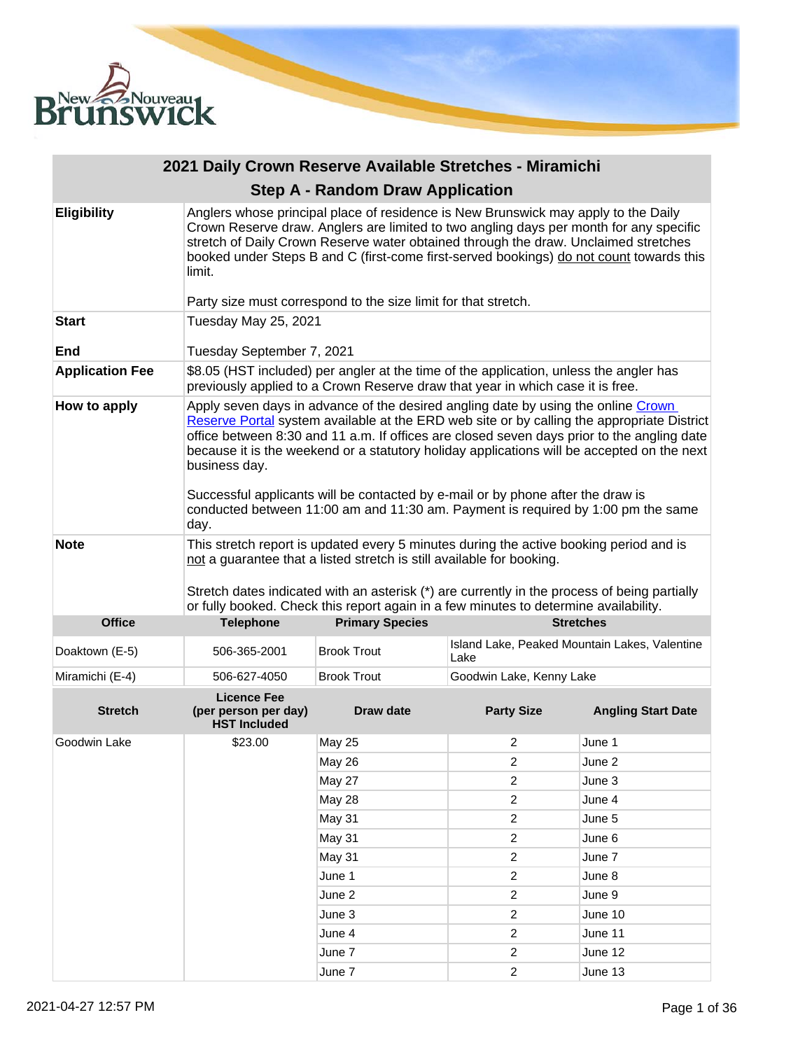## 2021 Daily Crown Reserve Available Stretches - Miramichi

### Step A - Random Draw Application

| | |
|---|---|
| **Eligibility** | Anglers whose principal place of residence is New Brunswick may apply to the Daily Crown Reserve draw. Anglers are limited to two angling days per month for any specific stretch of Daily Crown Reserve water obtained through the draw. Unclaimed stretches booked under Steps B and C (first-come first-served bookings) do not count towards this limit.<br><br>Party size must correspond to the size limit for that stretch. |
| **Start** | Tuesday May 25, 2021 |
| **End** | Tuesday September 7, 2021 |
| **Application Fee** | $8.05 (HST included) per angler at the time of the application, unless the angler has previously applied to a Crown Reserve draw that year in which case it is free. |
| **How to apply** | Apply seven days in advance of the desired angling date by using the online Crown Reserve Portal system available at the ERD web site or by calling the appropriate District office between 8:30 and 11 a.m. If offices are closed seven days prior to the angling date because it is the weekend or a statutory holiday applications will be accepted on the next business day.<br><br>Successful applicants will be contacted by e-mail or by phone after the draw is conducted between 11:00 am and 11:30 am. Payment is required by 1:00 pm the same day. |
| **Note** | This stretch report is updated every 5 minutes during the active booking period and is not a guarantee that a listed stretch is still available for booking.<br><br>Stretch dates indicated with an asterisk (*) are currently in the process of being partially or fully booked. Check this report again in a few minutes to determine availability. |

| Office | Telephone | Primary Species | Stretches |
|---|---|---|---|
| Doaktown (E-5) | 506-365-2001 | Brook Trout | Island Lake, Peaked Mountain Lakes, Valentine Lake |
| Miramichi (E-4) | 506-627-4050 | Brook Trout | Goodwin Lake, Kenny Lake |

| Stretch | Licence Fee (per person per day) HST Included | Draw date | Party Size | Angling Start Date |
|---|---|---|---|---|
| Goodwin Lake | $23.00 | May 25 | 2 | June 1 |
| | | May 26 | 2 | June 2 |
| | | May 27 | 2 | June 3 |
| | | May 28 | 2 | June 4 |
| | | May 31 | 2 | June 5 |
| | | May 31 | 2 | June 6 |
| | | May 31 | 2 | June 7 |
| | | June 1 | 2 | June 8 |
| | | June 2 | 2 | June 9 |
| | | June 3 | 2 | June 10 |
| | | June 4 | 2 | June 11 |
| | | June 7 | 2 | June 12 |
| | | June 7 | 2 | June 13 |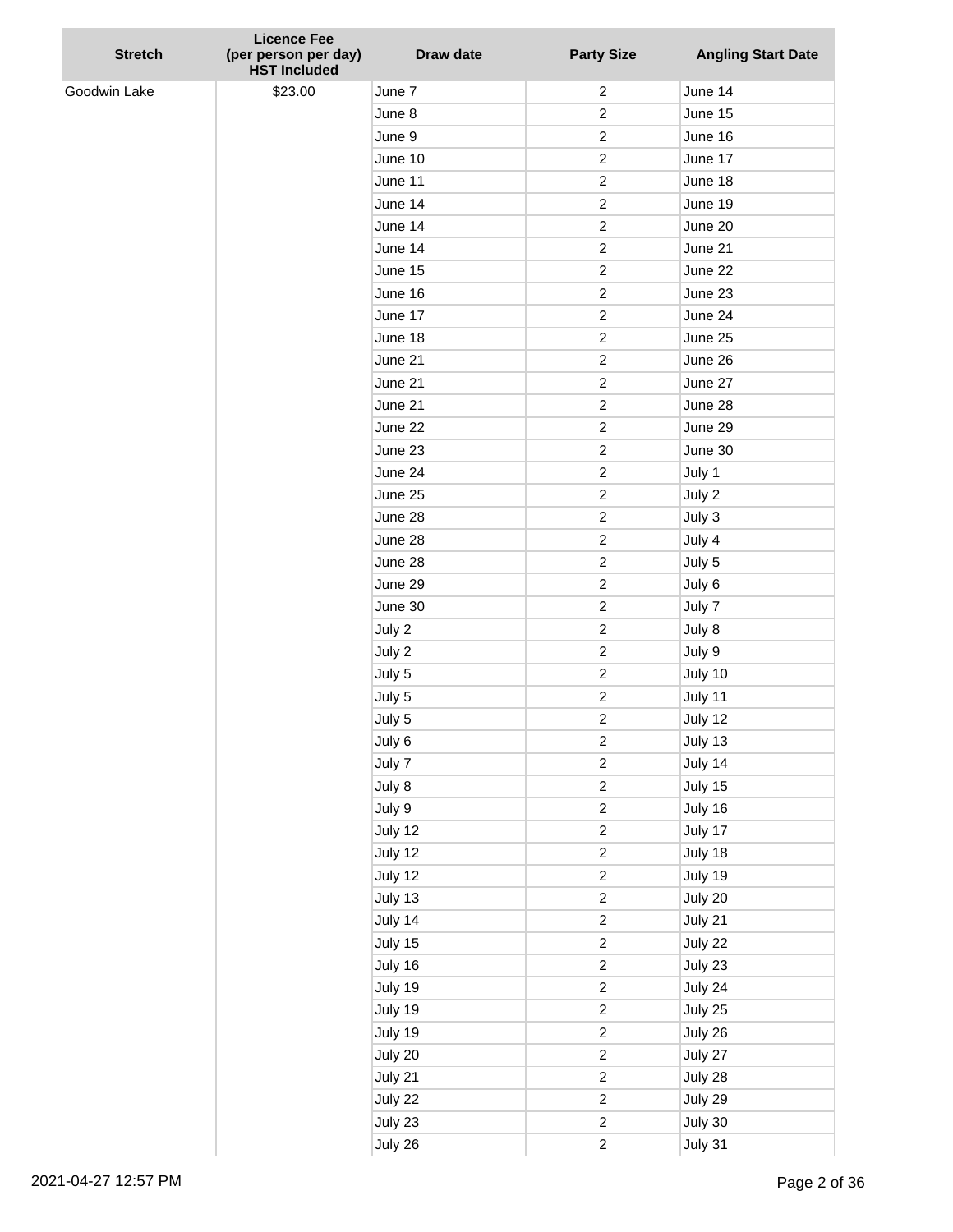| Stretch | Licence Fee (per person per day) HST Included | Draw date | Party Size | Angling Start Date |
|---|---|---|---|---|
| Goodwin Lake | $23.00 | June 7 | 2 | June 14 |
| | | June 8 | 2 | June 15 |
| | | June 9 | 2 | June 16 |
| | | June 10 | 2 | June 17 |
| | | June 11 | 2 | June 18 |
| | | June 14 | 2 | June 19 |
| | | June 14 | 2 | June 20 |
| | | June 14 | 2 | June 21 |
| | | June 15 | 2 | June 22 |
| | | June 16 | 2 | June 23 |
| | | June 17 | 2 | June 24 |
| | | June 18 | 2 | June 25 |
| | | June 21 | 2 | June 26 |
| | | June 21 | 2 | June 27 |
| | | June 21 | 2 | June 28 |
| | | June 22 | 2 | June 29 |
| | | June 23 | 2 | June 30 |
| | | June 24 | 2 | July 1 |
| | | June 25 | 2 | July 2 |
| | | June 28 | 2 | July 3 |
| | | June 28 | 2 | July 4 |
| | | June 28 | 2 | July 5 |
| | | June 29 | 2 | July 6 |
| | | June 30 | 2 | July 7 |
| | | July 2 | 2 | July 8 |
| | | July 2 | 2 | July 9 |
| | | July 5 | 2 | July 10 |
| | | July 5 | 2 | July 11 |
| | | July 5 | 2 | July 12 |
| | | July 6 | 2 | July 13 |
| | | July 7 | 2 | July 14 |
| | | July 8 | 2 | July 15 |
| | | July 9 | 2 | July 16 |
| | | July 12 | 2 | July 17 |
| | | July 12 | 2 | July 18 |
| | | July 12 | 2 | July 19 |
| | | July 13 | 2 | July 20 |
| | | July 14 | 2 | July 21 |
| | | July 15 | 2 | July 22 |
| | | July 16 | 2 | July 23 |
| | | July 19 | 2 | July 24 |
| | | July 19 | 2 | July 25 |
| | | July 19 | 2 | July 26 |
| | | July 20 | 2 | July 27 |
| | | July 21 | 2 | July 28 |
| | | July 22 | 2 | July 29 |
| | | July 23 | 2 | July 30 |
| | | July 26 | 2 | July 31 |

2021-04-27 12:57 PM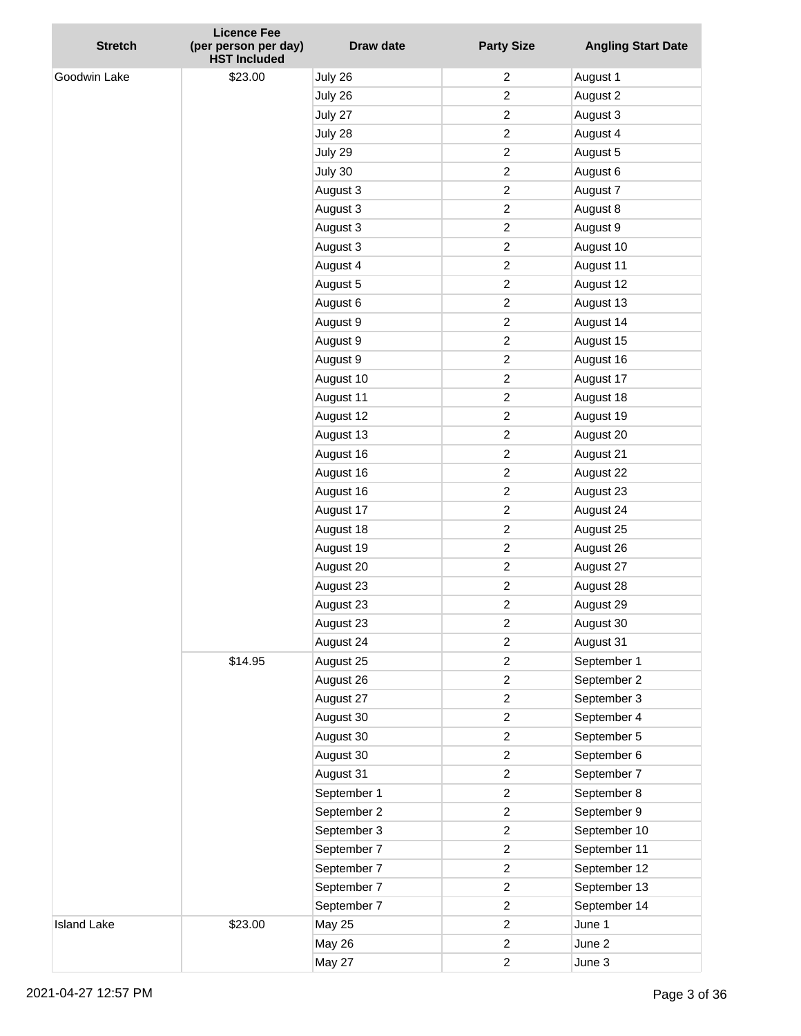| Stretch | Licence Fee (per person per day) HST Included | Draw date | Party Size | Angling Start Date |
|---|---|---|---|---|
| Goodwin Lake | $23.00 | July 26 | 2 | August 1 |
| | | July 26 | 2 | August 2 |
| | | July 27 | 2 | August 3 |
| | | July 28 | 2 | August 4 |
| | | July 29 | 2 | August 5 |
| | | July 30 | 2 | August 6 |
| | | August 3 | 2 | August 7 |
| | | August 3 | 2 | August 8 |
| | | August 3 | 2 | August 9 |
| | | August 3 | 2 | August 10 |
| | | August 4 | 2 | August 11 |
| | | August 5 | 2 | August 12 |
| | | August 6 | 2 | August 13 |
| | | August 9 | 2 | August 14 |
| | | August 9 | 2 | August 15 |
| | | August 9 | 2 | August 16 |
| | | August 10 | 2 | August 17 |
| | | August 11 | 2 | August 18 |
| | | August 12 | 2 | August 19 |
| | | August 13 | 2 | August 20 |
| | | August 16 | 2 | August 21 |
| | | August 16 | 2 | August 22 |
| | | August 16 | 2 | August 23 |
| | | August 17 | 2 | August 24 |
| | | August 18 | 2 | August 25 |
| | | August 19 | 2 | August 26 |
| | | August 20 | 2 | August 27 |
| | | August 23 | 2 | August 28 |
| | | August 23 | 2 | August 29 |
| | | August 23 | 2 | August 30 |
| | | August 24 | 2 | August 31 |
| | $14.95 | August 25 | 2 | September 1 |
| | | August 26 | 2 | September 2 |
| | | August 27 | 2 | September 3 |
| | | August 30 | 2 | September 4 |
| | | August 30 | 2 | September 5 |
| | | August 30 | 2 | September 6 |
| | | August 31 | 2 | September 7 |
| | | September 1 | 2 | September 8 |
| | | September 2 | 2 | September 9 |
| | | September 3 | 2 | September 10 |
| | | September 7 | 2 | September 11 |
| | | September 7 | 2 | September 12 |
| | | September 7 | 2 | September 13 |
| | | September 7 | 2 | September 14 |
| Island Lake | $23.00 | May 25 | 2 | June 1 |
| | | May 26 | 2 | June 2 |
| | | May 27 | 2 | June 3 |

2021-04-27 12:57 PM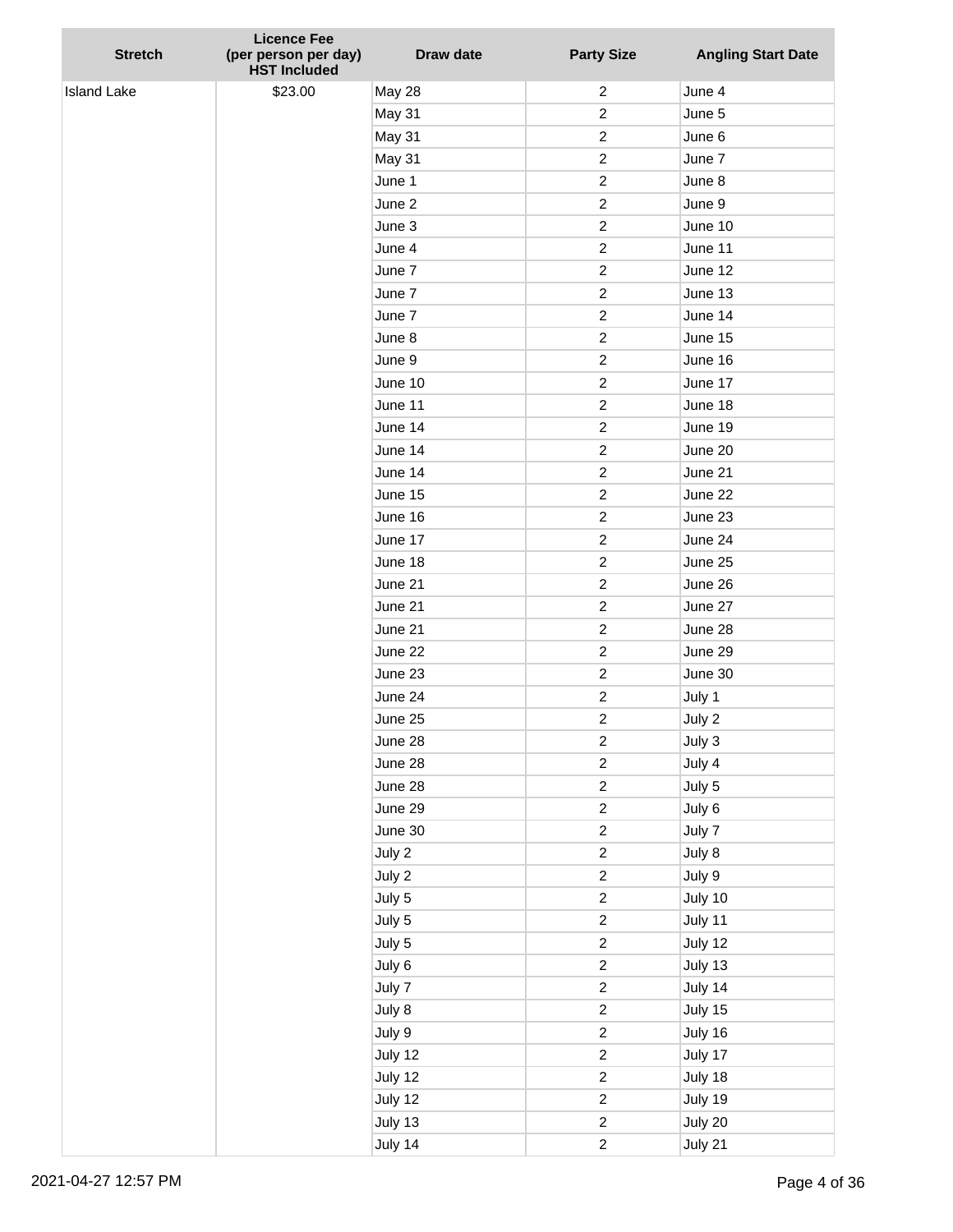| Stretch | Licence Fee (per person per day) HST Included | Draw date | Party Size | Angling Start Date |
|---|---|---|---|---|
| Island Lake | $23.00 | May 28 | 2 | June 4 |
| | | May 31 | 2 | June 5 |
| | | May 31 | 2 | June 6 |
| | | May 31 | 2 | June 7 |
| | | June 1 | 2 | June 8 |
| | | June 2 | 2 | June 9 |
| | | June 3 | 2 | June 10 |
| | | June 4 | 2 | June 11 |
| | | June 7 | 2 | June 12 |
| | | June 7 | 2 | June 13 |
| | | June 7 | 2 | June 14 |
| | | June 8 | 2 | June 15 |
| | | June 9 | 2 | June 16 |
| | | June 10 | 2 | June 17 |
| | | June 11 | 2 | June 18 |
| | | June 14 | 2 | June 19 |
| | | June 14 | 2 | June 20 |
| | | June 14 | 2 | June 21 |
| | | June 15 | 2 | June 22 |
| | | June 16 | 2 | June 23 |
| | | June 17 | 2 | June 24 |
| | | June 18 | 2 | June 25 |
| | | June 21 | 2 | June 26 |
| | | June 21 | 2 | June 27 |
| | | June 21 | 2 | June 28 |
| | | June 22 | 2 | June 29 |
| | | June 23 | 2 | June 30 |
| | | June 24 | 2 | July 1 |
| | | June 25 | 2 | July 2 |
| | | June 28 | 2 | July 3 |
| | | June 28 | 2 | July 4 |
| | | June 28 | 2 | July 5 |
| | | June 29 | 2 | July 6 |
| | | June 30 | 2 | July 7 |
| | | July 2 | 2 | July 8 |
| | | July 2 | 2 | July 9 |
| | | July 5 | 2 | July 10 |
| | | July 5 | 2 | July 11 |
| | | July 5 | 2 | July 12 |
| | | July 6 | 2 | July 13 |
| | | July 7 | 2 | July 14 |
| | | July 8 | 2 | July 15 |
| | | July 9 | 2 | July 16 |
| | | July 12 | 2 | July 17 |
| | | July 12 | 2 | July 18 |
| | | July 12 | 2 | July 19 |
| | | July 13 | 2 | July 20 |
| | | July 14 | 2 | July 21 |

2021-04-27 12:57 PM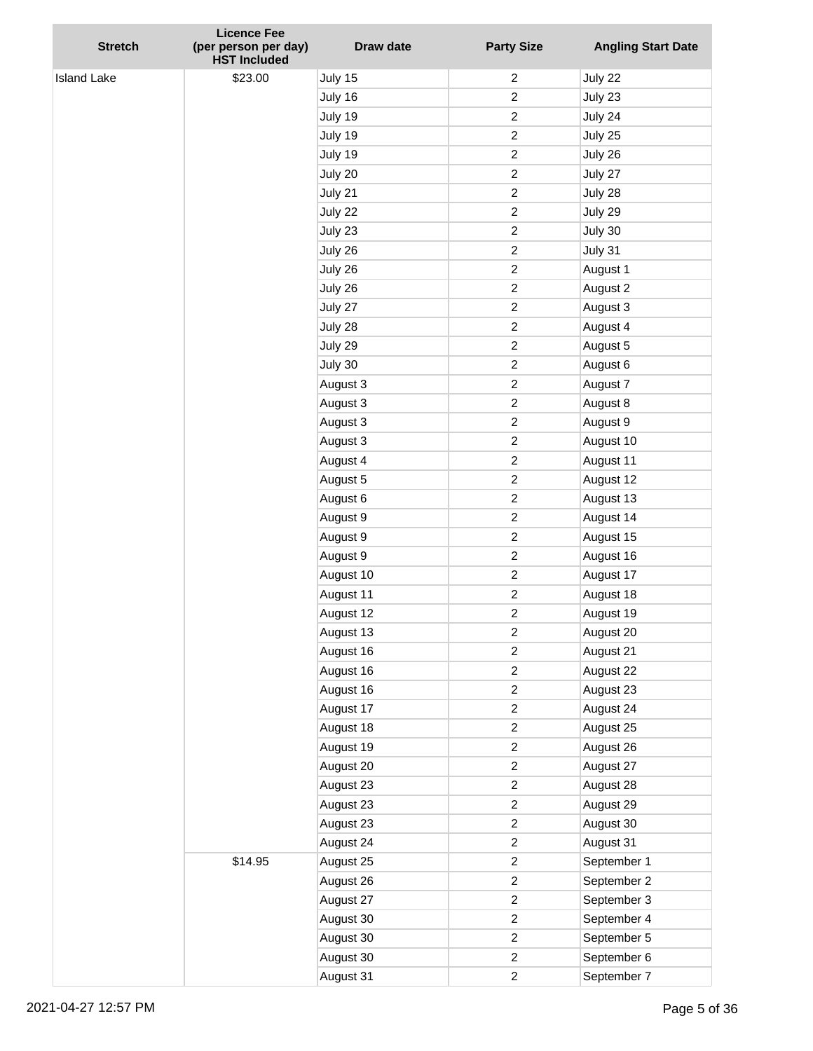| Stretch | Licence Fee (per person per day) HST Included | Draw date | Party Size | Angling Start Date |
|---|---|---|---|---|
| Island Lake | $23.00 | July 15 | 2 | July 22 |
| | | July 16 | 2 | July 23 |
| | | July 19 | 2 | July 24 |
| | | July 19 | 2 | July 25 |
| | | July 19 | 2 | July 26 |
| | | July 20 | 2 | July 27 |
| | | July 21 | 2 | July 28 |
| | | July 22 | 2 | July 29 |
| | | July 23 | 2 | July 30 |
| | | July 26 | 2 | July 31 |
| | | July 26 | 2 | August 1 |
| | | July 26 | 2 | August 2 |
| | | July 27 | 2 | August 3 |
| | | July 28 | 2 | August 4 |
| | | July 29 | 2 | August 5 |
| | | July 30 | 2 | August 6 |
| | | August 3 | 2 | August 7 |
| | | August 3 | 2 | August 8 |
| | | August 3 | 2 | August 9 |
| | | August 3 | 2 | August 10 |
| | | August 4 | 2 | August 11 |
| | | August 5 | 2 | August 12 |
| | | August 6 | 2 | August 13 |
| | | August 9 | 2 | August 14 |
| | | August 9 | 2 | August 15 |
| | | August 9 | 2 | August 16 |
| | | August 10 | 2 | August 17 |
| | | August 11 | 2 | August 18 |
| | | August 12 | 2 | August 19 |
| | | August 13 | 2 | August 20 |
| | | August 16 | 2 | August 21 |
| | | August 16 | 2 | August 22 |
| | | August 16 | 2 | August 23 |
| | | August 17 | 2 | August 24 |
| | | August 18 | 2 | August 25 |
| | | August 19 | 2 | August 26 |
| | | August 20 | 2 | August 27 |
| | | August 23 | 2 | August 28 |
| | | August 23 | 2 | August 29 |
| | | August 23 | 2 | August 30 |
| | | August 24 | 2 | August 31 |
| | $14.95 | August 25 | 2 | September 1 |
| | | August 26 | 2 | September 2 |
| | | August 27 | 2 | September 3 |
| | | August 30 | 2 | September 4 |
| | | August 30 | 2 | September 5 |
| | | August 30 | 2 | September 6 |
| | | August 31 | 2 | September 7 |

2021-04-27 12:57 PM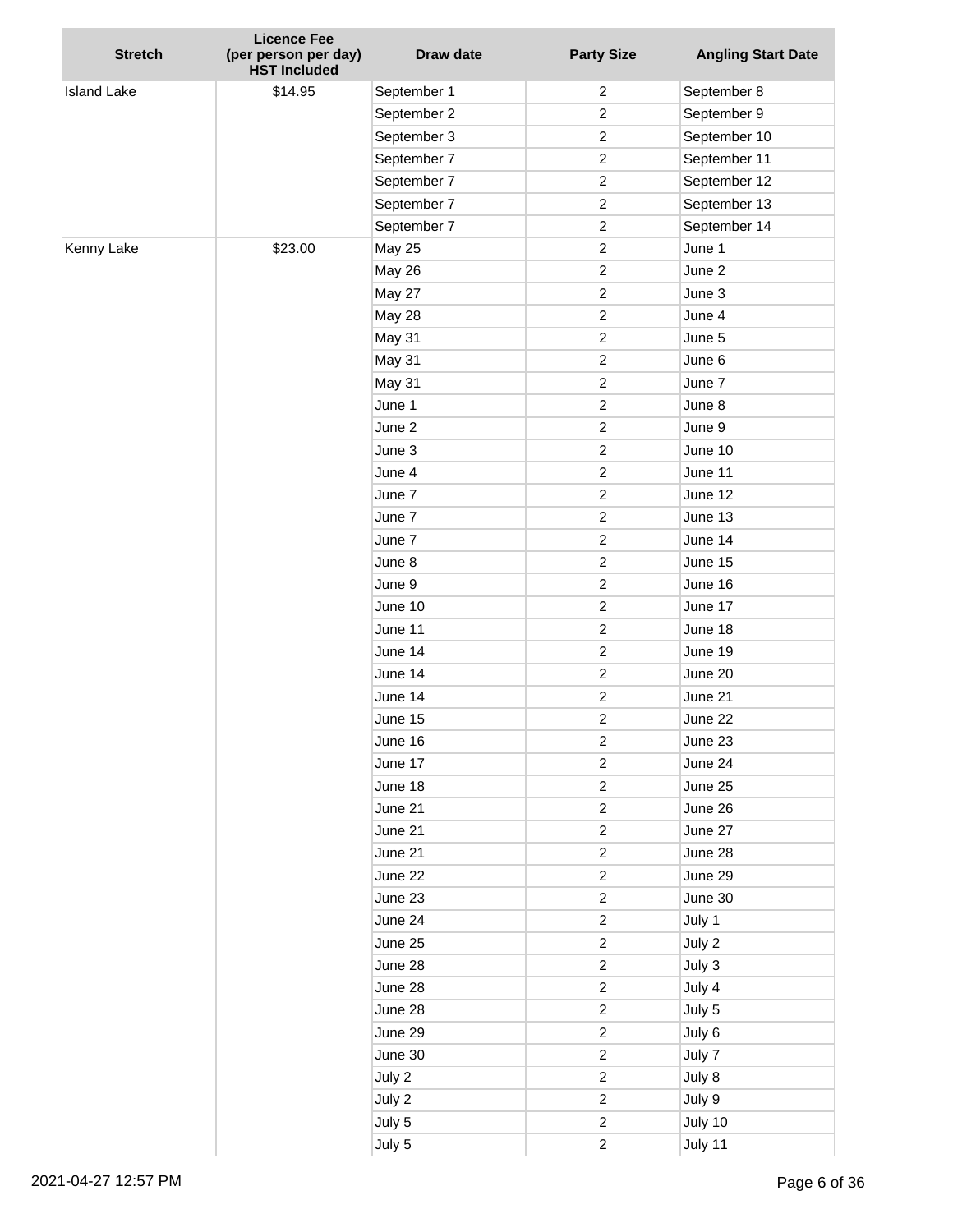| Stretch | Licence Fee (per person per day) HST Included | Draw date | Party Size | Angling Start Date |
|---|---|---|---|---|
| Island Lake | $14.95 | September 1 | 2 | September 8 |
| | | September 2 | 2 | September 9 |
| | | September 3 | 2 | September 10 |
| | | September 7 | 2 | September 11 |
| | | September 7 | 2 | September 12 |
| | | September 7 | 2 | September 13 |
| | | September 7 | 2 | September 14 |
| Kenny Lake | $23.00 | May 25 | 2 | June 1 |
| | | May 26 | 2 | June 2 |
| | | May 27 | 2 | June 3 |
| | | May 28 | 2 | June 4 |
| | | May 31 | 2 | June 5 |
| | | May 31 | 2 | June 6 |
| | | May 31 | 2 | June 7 |
| | | June 1 | 2 | June 8 |
| | | June 2 | 2 | June 9 |
| | | June 3 | 2 | June 10 |
| | | June 4 | 2 | June 11 |
| | | June 7 | 2 | June 12 |
| | | June 7 | 2 | June 13 |
| | | June 7 | 2 | June 14 |
| | | June 8 | 2 | June 15 |
| | | June 9 | 2 | June 16 |
| | | June 10 | 2 | June 17 |
| | | June 11 | 2 | June 18 |
| | | June 14 | 2 | June 19 |
| | | June 14 | 2 | June 20 |
| | | June 14 | 2 | June 21 |
| | | June 15 | 2 | June 22 |
| | | June 16 | 2 | June 23 |
| | | June 17 | 2 | June 24 |
| | | June 18 | 2 | June 25 |
| | | June 21 | 2 | June 26 |
| | | June 21 | 2 | June 27 |
| | | June 21 | 2 | June 28 |
| | | June 22 | 2 | June 29 |
| | | June 23 | 2 | June 30 |
| | | June 24 | 2 | July 1 |
| | | June 25 | 2 | July 2 |
| | | June 28 | 2 | July 3 |
| | | June 28 | 2 | July 4 |
| | | June 28 | 2 | July 5 |
| | | June 29 | 2 | July 6 |
| | | June 30 | 2 | July 7 |
| | | July 2 | 2 | July 8 |
| | | July 2 | 2 | July 9 |
| | | July 5 | 2 | July 10 |
| | | July 5 | 2 | July 11 |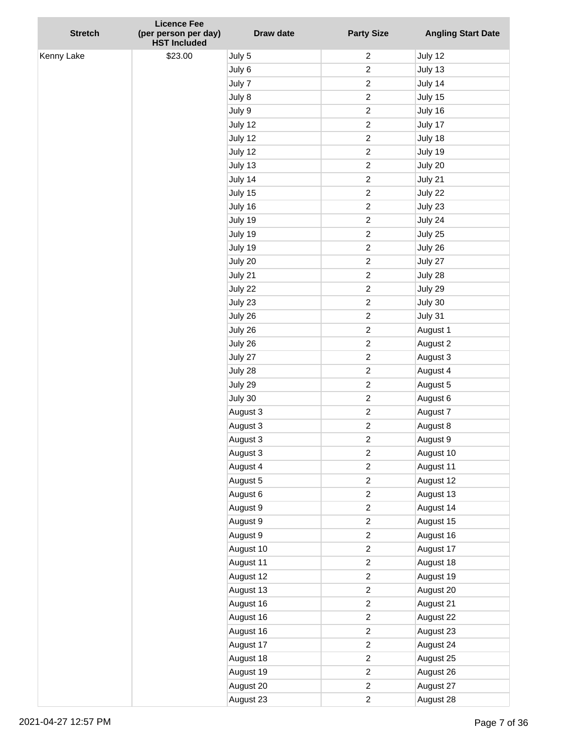| Stretch | Licence Fee (per person per day) HST Included | Draw date | Party Size | Angling Start Date |
|---|---|---|---|---|
| Kenny Lake | $23.00 | July 5 | 2 | July 12 |
| | | July 6 | 2 | July 13 |
| | | July 7 | 2 | July 14 |
| | | July 8 | 2 | July 15 |
| | | July 9 | 2 | July 16 |
| | | July 12 | 2 | July 17 |
| | | July 12 | 2 | July 18 |
| | | July 12 | 2 | July 19 |
| | | July 13 | 2 | July 20 |
| | | July 14 | 2 | July 21 |
| | | July 15 | 2 | July 22 |
| | | July 16 | 2 | July 23 |
| | | July 19 | 2 | July 24 |
| | | July 19 | 2 | July 25 |
| | | July 19 | 2 | July 26 |
| | | July 20 | 2 | July 27 |
| | | July 21 | 2 | July 28 |
| | | July 22 | 2 | July 29 |
| | | July 23 | 2 | July 30 |
| | | July 26 | 2 | July 31 |
| | | July 26 | 2 | August 1 |
| | | July 26 | 2 | August 2 |
| | | July 27 | 2 | August 3 |
| | | July 28 | 2 | August 4 |
| | | July 29 | 2 | August 5 |
| | | July 30 | 2 | August 6 |
| | | August 3 | 2 | August 7 |
| | | August 3 | 2 | August 8 |
| | | August 3 | 2 | August 9 |
| | | August 3 | 2 | August 10 |
| | | August 4 | 2 | August 11 |
| | | August 5 | 2 | August 12 |
| | | August 6 | 2 | August 13 |
| | | August 9 | 2 | August 14 |
| | | August 9 | 2 | August 15 |
| | | August 9 | 2 | August 16 |
| | | August 10 | 2 | August 17 |
| | | August 11 | 2 | August 18 |
| | | August 12 | 2 | August 19 |
| | | August 13 | 2 | August 20 |
| | | August 16 | 2 | August 21 |
| | | August 16 | 2 | August 22 |
| | | August 16 | 2 | August 23 |
| | | August 17 | 2 | August 24 |
| | | August 18 | 2 | August 25 |
| | | August 19 | 2 | August 26 |
| | | August 20 | 2 | August 27 |
| | | August 23 | 2 | August 28 |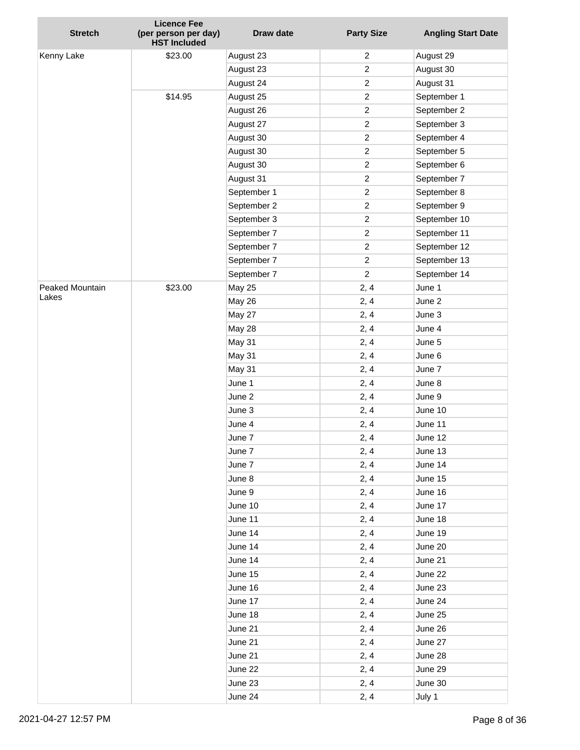| Stretch | Licence Fee (per person per day) HST Included | Draw date | Party Size | Angling Start Date |
|---|---|---|---|---|
| Kenny Lake | $23.00 | August 23 | 2 | August 29 |
| | | August 23 | 2 | August 30 |
| | | August 24 | 2 | August 31 |
| | $14.95 | August 25 | 2 | September 1 |
| | | August 26 | 2 | September 2 |
| | | August 27 | 2 | September 3 |
| | | August 30 | 2 | September 4 |
| | | August 30 | 2 | September 5 |
| | | August 30 | 2 | September 6 |
| | | August 31 | 2 | September 7 |
| | | September 1 | 2 | September 8 |
| | | September 2 | 2 | September 9 |
| | | September 3 | 2 | September 10 |
| | | September 7 | 2 | September 11 |
| | | September 7 | 2 | September 12 |
| | | September 7 | 2 | September 13 |
| | | September 7 | 2 | September 14 |
| Peaked Mountain Lakes | $23.00 | May 25 | 2, 4 | June 1 |
| | | May 26 | 2, 4 | June 2 |
| | | May 27 | 2, 4 | June 3 |
| | | May 28 | 2, 4 | June 4 |
| | | May 31 | 2, 4 | June 5 |
| | | May 31 | 2, 4 | June 6 |
| | | May 31 | 2, 4 | June 7 |
| | | June 1 | 2, 4 | June 8 |
| | | June 2 | 2, 4 | June 9 |
| | | June 3 | 2, 4 | June 10 |
| | | June 4 | 2, 4 | June 11 |
| | | June 7 | 2, 4 | June 12 |
| | | June 7 | 2, 4 | June 13 |
| | | June 7 | 2, 4 | June 14 |
| | | June 8 | 2, 4 | June 15 |
| | | June 9 | 2, 4 | June 16 |
| | | June 10 | 2, 4 | June 17 |
| | | June 11 | 2, 4 | June 18 |
| | | June 14 | 2, 4 | June 19 |
| | | June 14 | 2, 4 | June 20 |
| | | June 14 | 2, 4 | June 21 |
| | | June 15 | 2, 4 | June 22 |
| | | June 16 | 2, 4 | June 23 |
| | | June 17 | 2, 4 | June 24 |
| | | June 18 | 2, 4 | June 25 |
| | | June 21 | 2, 4 | June 26 |
| | | June 21 | 2, 4 | June 27 |
| | | June 21 | 2, 4 | June 28 |
| | | June 22 | 2, 4 | June 29 |
| | | June 23 | 2, 4 | June 30 |
| | | June 24 | 2, 4 | July 1 |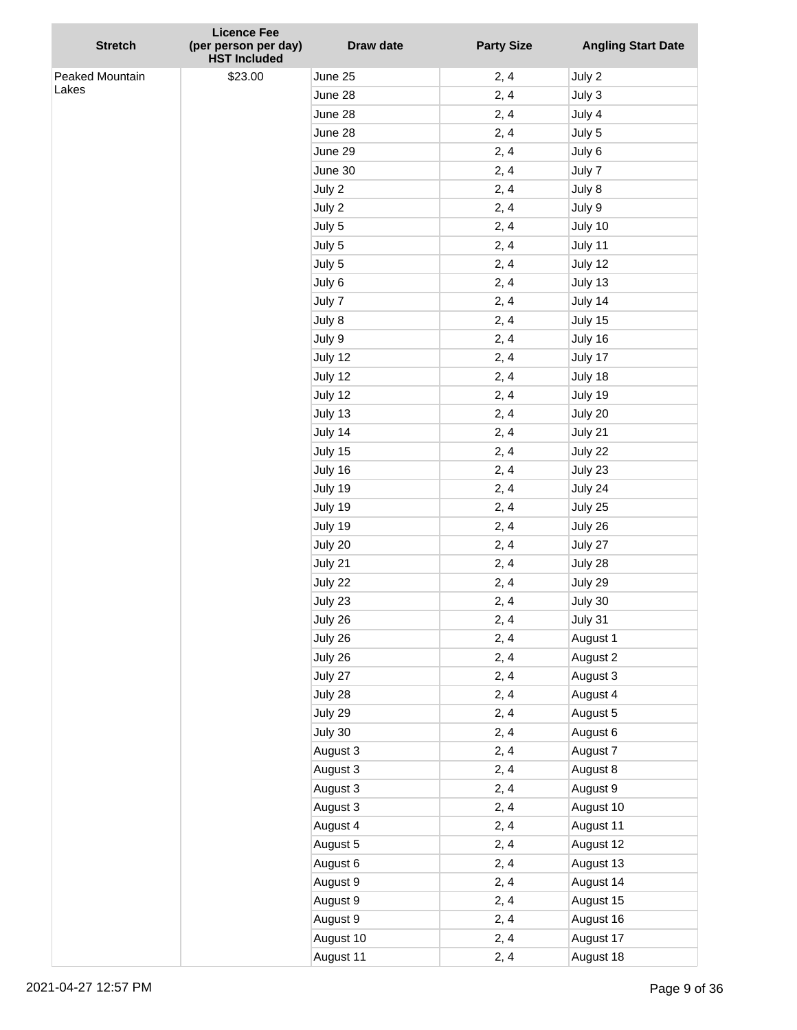| Stretch | Licence Fee (per person per day) HST Included | Draw date | Party Size | Angling Start Date |
|---|---|---|---|---|
| Peaked Mountain Lakes | $23.00 | June 25 | 2, 4 | July 2 |
| | | June 28 | 2, 4 | July 3 |
| | | June 28 | 2, 4 | July 4 |
| | | June 28 | 2, 4 | July 5 |
| | | June 29 | 2, 4 | July 6 |
| | | June 30 | 2, 4 | July 7 |
| | | July 2 | 2, 4 | July 8 |
| | | July 2 | 2, 4 | July 9 |
| | | July 5 | 2, 4 | July 10 |
| | | July 5 | 2, 4 | July 11 |
| | | July 5 | 2, 4 | July 12 |
| | | July 6 | 2, 4 | July 13 |
| | | July 7 | 2, 4 | July 14 |
| | | July 8 | 2, 4 | July 15 |
| | | July 9 | 2, 4 | July 16 |
| | | July 12 | 2, 4 | July 17 |
| | | July 12 | 2, 4 | July 18 |
| | | July 12 | 2, 4 | July 19 |
| | | July 13 | 2, 4 | July 20 |
| | | July 14 | 2, 4 | July 21 |
| | | July 15 | 2, 4 | July 22 |
| | | July 16 | 2, 4 | July 23 |
| | | July 19 | 2, 4 | July 24 |
| | | July 19 | 2, 4 | July 25 |
| | | July 19 | 2, 4 | July 26 |
| | | July 20 | 2, 4 | July 27 |
| | | July 21 | 2, 4 | July 28 |
| | | July 22 | 2, 4 | July 29 |
| | | July 23 | 2, 4 | July 30 |
| | | July 26 | 2, 4 | July 31 |
| | | July 26 | 2, 4 | August 1 |
| | | July 26 | 2, 4 | August 2 |
| | | July 27 | 2, 4 | August 3 |
| | | July 28 | 2, 4 | August 4 |
| | | July 29 | 2, 4 | August 5 |
| | | July 30 | 2, 4 | August 6 |
| | | August 3 | 2, 4 | August 7 |
| | | August 3 | 2, 4 | August 8 |
| | | August 3 | 2, 4 | August 9 |
| | | August 3 | 2, 4 | August 10 |
| | | August 4 | 2, 4 | August 11 |
| | | August 5 | 2, 4 | August 12 |
| | | August 6 | 2, 4 | August 13 |
| | | August 9 | 2, 4 | August 14 |
| | | August 9 | 2, 4 | August 15 |
| | | August 9 | 2, 4 | August 16 |
| | | August 10 | 2, 4 | August 17 |
| | | August 11 | 2, 4 | August 18 |

2021-04-27 12:57 PM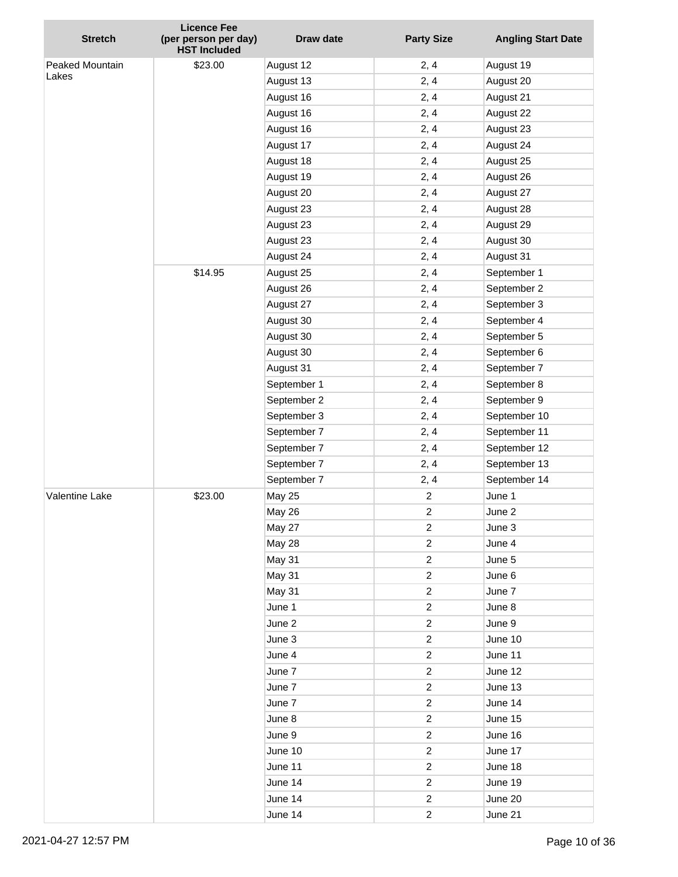| Stretch | Licence Fee (per person per day) HST Included | Draw date | Party Size | Angling Start Date |
|---|---|---|---|---|
| Peaked Mountain Lakes | $23.00 | August 12 | 2, 4 | August 19 |
| | | August 13 | 2, 4 | August 20 |
| | | August 16 | 2, 4 | August 21 |
| | | August 16 | 2, 4 | August 22 |
| | | August 16 | 2, 4 | August 23 |
| | | August 17 | 2, 4 | August 24 |
| | | August 18 | 2, 4 | August 25 |
| | | August 19 | 2, 4 | August 26 |
| | | August 20 | 2, 4 | August 27 |
| | | August 23 | 2, 4 | August 28 |
| | | August 23 | 2, 4 | August 29 |
| | | August 23 | 2, 4 | August 30 |
| | | August 24 | 2, 4 | August 31 |
| | $14.95 | August 25 | 2, 4 | September 1 |
| | | August 26 | 2, 4 | September 2 |
| | | August 27 | 2, 4 | September 3 |
| | | August 30 | 2, 4 | September 4 |
| | | August 30 | 2, 4 | September 5 |
| | | August 30 | 2, 4 | September 6 |
| | | August 31 | 2, 4 | September 7 |
| | | September 1 | 2, 4 | September 8 |
| | | September 2 | 2, 4 | September 9 |
| | | September 3 | 2, 4 | September 10 |
| | | September 7 | 2, 4 | September 11 |
| | | September 7 | 2, 4 | September 12 |
| | | September 7 | 2, 4 | September 13 |
| | | September 7 | 2, 4 | September 14 |
| Valentine Lake | $23.00 | May 25 | 2 | June 1 |
| | | May 26 | 2 | June 2 |
| | | May 27 | 2 | June 3 |
| | | May 28 | 2 | June 4 |
| | | May 31 | 2 | June 5 |
| | | May 31 | 2 | June 6 |
| | | May 31 | 2 | June 7 |
| | | June 1 | 2 | June 8 |
| | | June 2 | 2 | June 9 |
| | | June 3 | 2 | June 10 |
| | | June 4 | 2 | June 11 |
| | | June 7 | 2 | June 12 |
| | | June 7 | 2 | June 13 |
| | | June 7 | 2 | June 14 |
| | | June 8 | 2 | June 15 |
| | | June 9 | 2 | June 16 |
| | | June 10 | 2 | June 17 |
| | | June 11 | 2 | June 18 |
| | | June 14 | 2 | June 19 |
| | | June 14 | 2 | June 20 |
| | | June 14 | 2 | June 21 |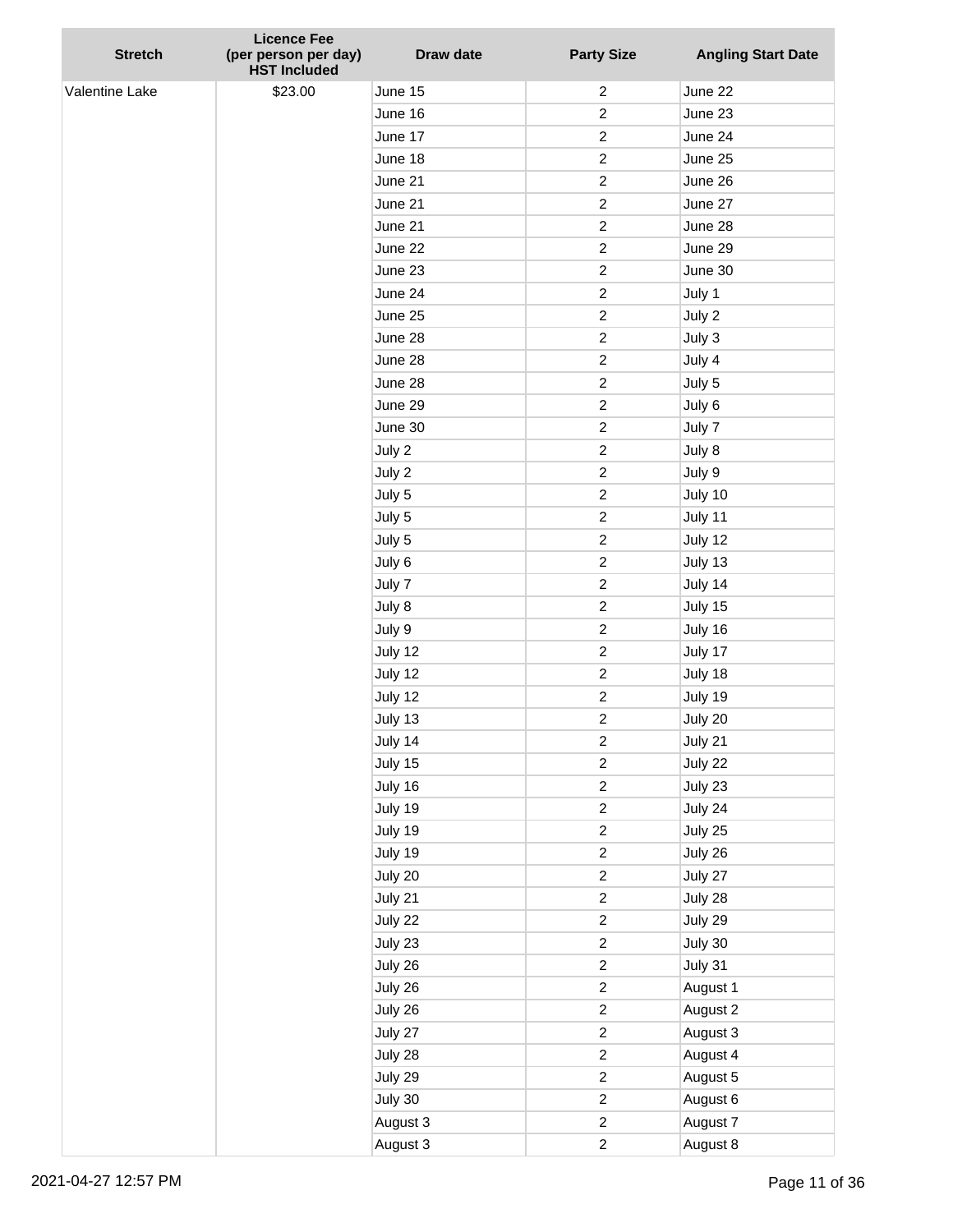| Stretch | Licence Fee (per person per day) HST Included | Draw date | Party Size | Angling Start Date |
|---|---|---|---|---|
| Valentine Lake | $23.00 | June 15 | 2 | June 22 |
| | | June 16 | 2 | June 23 |
| | | June 17 | 2 | June 24 |
| | | June 18 | 2 | June 25 |
| | | June 21 | 2 | June 26 |
| | | June 21 | 2 | June 27 |
| | | June 21 | 2 | June 28 |
| | | June 22 | 2 | June 29 |
| | | June 23 | 2 | June 30 |
| | | June 24 | 2 | July 1 |
| | | June 25 | 2 | July 2 |
| | | June 28 | 2 | July 3 |
| | | June 28 | 2 | July 4 |
| | | June 28 | 2 | July 5 |
| | | June 29 | 2 | July 6 |
| | | June 30 | 2 | July 7 |
| | | July 2 | 2 | July 8 |
| | | July 2 | 2 | July 9 |
| | | July 5 | 2 | July 10 |
| | | July 5 | 2 | July 11 |
| | | July 5 | 2 | July 12 |
| | | July 6 | 2 | July 13 |
| | | July 7 | 2 | July 14 |
| | | July 8 | 2 | July 15 |
| | | July 9 | 2 | July 16 |
| | | July 12 | 2 | July 17 |
| | | July 12 | 2 | July 18 |
| | | July 12 | 2 | July 19 |
| | | July 13 | 2 | July 20 |
| | | July 14 | 2 | July 21 |
| | | July 15 | 2 | July 22 |
| | | July 16 | 2 | July 23 |
| | | July 19 | 2 | July 24 |
| | | July 19 | 2 | July 25 |
| | | July 19 | 2 | July 26 |
| | | July 20 | 2 | July 27 |
| | | July 21 | 2 | July 28 |
| | | July 22 | 2 | July 29 |
| | | July 23 | 2 | July 30 |
| | | July 26 | 2 | July 31 |
| | | July 26 | 2 | August 1 |
| | | July 26 | 2 | August 2 |
| | | July 27 | 2 | August 3 |
| | | July 28 | 2 | August 4 |
| | | July 29 | 2 | August 5 |
| | | July 30 | 2 | August 6 |
| | | August 3 | 2 | August 7 |
| | | August 3 | 2 | August 8 |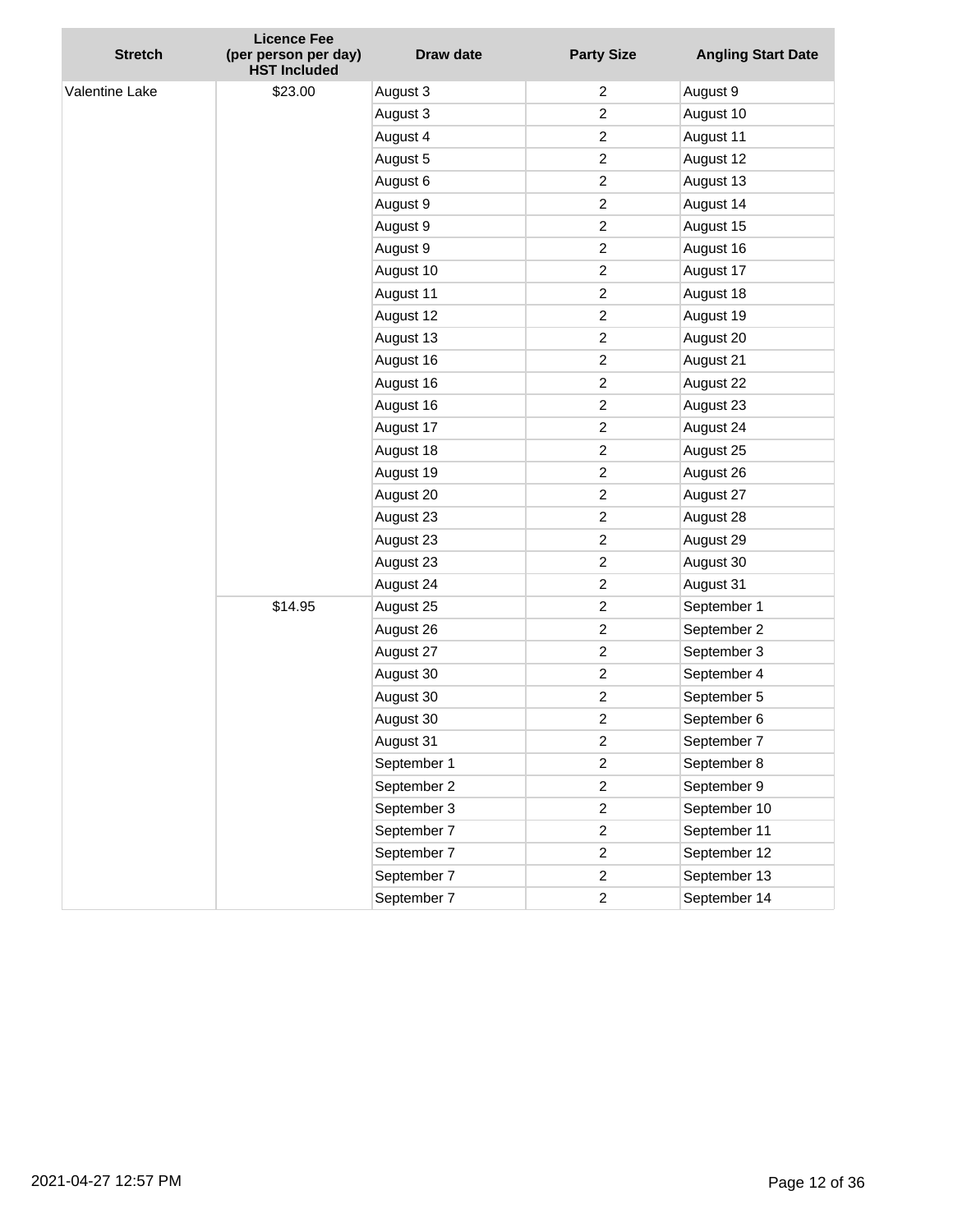| Stretch | Licence Fee (per person per day) HST Included | Draw date | Party Size | Angling Start Date |
|---|---|---|---|---|
| Valentine Lake | $23.00 | August 3 | 2 | August 9 |
| | | August 3 | 2 | August 10 |
| | | August 4 | 2 | August 11 |
| | | August 5 | 2 | August 12 |
| | | August 6 | 2 | August 13 |
| | | August 9 | 2 | August 14 |
| | | August 9 | 2 | August 15 |
| | | August 9 | 2 | August 16 |
| | | August 10 | 2 | August 17 |
| | | August 11 | 2 | August 18 |
| | | August 12 | 2 | August 19 |
| | | August 13 | 2 | August 20 |
| | | August 16 | 2 | August 21 |
| | | August 16 | 2 | August 22 |
| | | August 16 | 2 | August 23 |
| | | August 17 | 2 | August 24 |
| | | August 18 | 2 | August 25 |
| | | August 19 | 2 | August 26 |
| | | August 20 | 2 | August 27 |
| | | August 23 | 2 | August 28 |
| | | August 23 | 2 | August 29 |
| | | August 23 | 2 | August 30 |
| | | August 24 | 2 | August 31 |
| | $14.95 | August 25 | 2 | September 1 |
| | | August 26 | 2 | September 2 |
| | | August 27 | 2 | September 3 |
| | | August 30 | 2 | September 4 |
| | | August 30 | 2 | September 5 |
| | | August 30 | 2 | September 6 |
| | | August 31 | 2 | September 7 |
| | | September 1 | 2 | September 8 |
| | | September 2 | 2 | September 9 |
| | | September 3 | 2 | September 10 |
| | | September 7 | 2 | September 11 |
| | | September 7 | 2 | September 12 |
| | | September 7 | 2 | September 13 |
| | | September 7 | 2 | September 14 |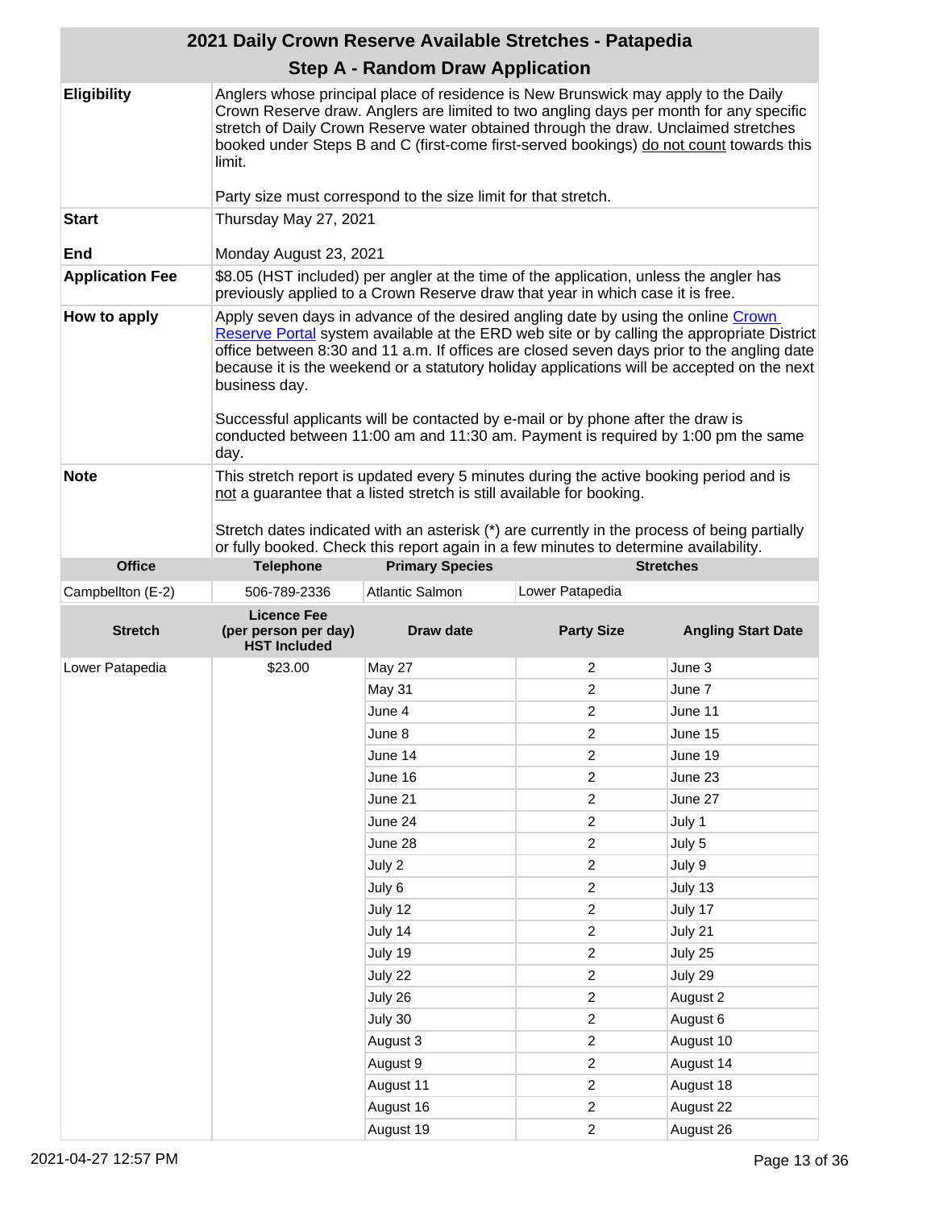# 2021 Daily Crown Reserve Available Stretches - Patapedia

## Step A - Random Draw Application

| | |
|---|---|
| **Eligibility** | Anglers whose principal place of residence is New Brunswick may apply to the Daily Crown Reserve draw. Anglers are limited to two angling days per month for any specific stretch of Daily Crown Reserve water obtained through the draw. Unclaimed stretches booked under Steps B and C (first-come first-served bookings) do not count towards this limit.<br><br>Party size must correspond to the size limit for that stretch. |
| **Start**<br><br>**End** | Thursday May 27, 2021<br><br>Monday August 23, 2021 |
| **Application Fee** | $8.05 (HST included) per angler at the time of the application, unless the angler has previously applied to a Crown Reserve draw that year in which case it is free. |
| **How to apply** | Apply seven days in advance of the desired angling date by using the online Crown Reserve Portal system available at the ERD web site or by calling the appropriate District office between 8:30 and 11 a.m. If offices are closed seven days prior to the angling date because it is the weekend or a statutory holiday applications will be accepted on the next business day.<br><br>Successful applicants will be contacted by e-mail or by phone after the draw is conducted between 11:00 am and 11:30 am. Payment is required by 1:00 pm the same day. |
| **Note** | This stretch report is updated every 5 minutes during the active booking period and is not a guarantee that a listed stretch is still available for booking.<br><br>Stretch dates indicated with an asterisk (*) are currently in the process of being partially or fully booked. Check this report again in a few minutes to determine availability. |

| Office | Telephone | Primary Species | Stretches |
|---|---|---|---|
| Campbellton (E-2) | 506-789-2336 | Atlantic Salmon | Lower Patapedia |

| Stretch | Licence Fee (per person per day) HST Included | Draw date | Party Size | Angling Start Date |
|---|---|---|---|---|
| Lower Patapedia | $23.00 | May 27 | 2 | June 3 |
| | | May 31 | 2 | June 7 |
| | | June 4 | 2 | June 11 |
| | | June 8 | 2 | June 15 |
| | | June 14 | 2 | June 19 |
| | | June 16 | 2 | June 23 |
| | | June 21 | 2 | June 27 |
| | | June 24 | 2 | July 1 |
| | | June 28 | 2 | July 5 |
| | | July 2 | 2 | July 9 |
| | | July 6 | 2 | July 13 |
| | | July 12 | 2 | July 17 |
| | | July 14 | 2 | July 21 |
| | | July 19 | 2 | July 25 |
| | | July 22 | 2 | July 29 |
| | | July 26 | 2 | August 2 |
| | | July 30 | 2 | August 6 |
| | | August 3 | 2 | August 10 |
| | | August 9 | 2 | August 14 |
| | | August 11 | 2 | August 18 |
| | | August 16 | 2 | August 22 |
| | | August 19 | 2 | August 26 |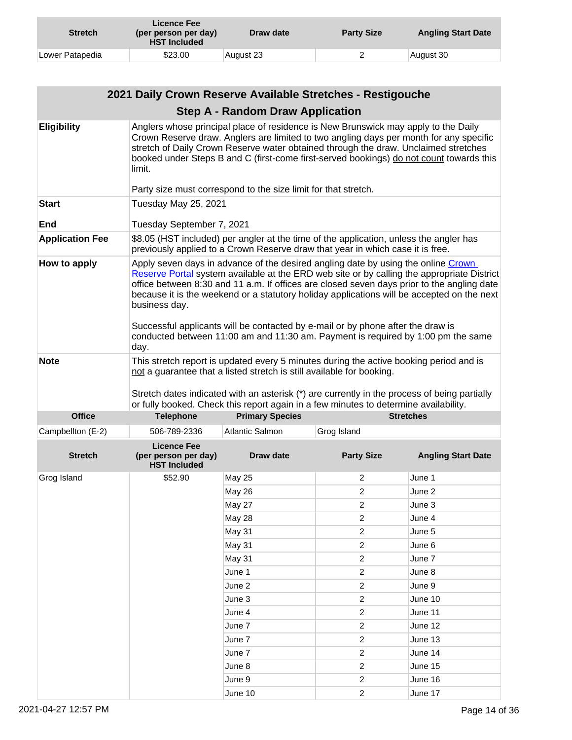| Stretch | Licence Fee (per person per day) HST Included | Draw date | Party Size | Angling Start Date |
|---|---|---|---|---|
| Lower Patapedia | $23.00 | August 23 | 2 | August 30 |

## 2021 Daily Crown Reserve Available Stretches - Restigouche

### Step A - Random Draw Application

| | |
|---|---|
| **Eligibility** | Anglers whose principal place of residence is New Brunswick may apply to the Daily Crown Reserve draw. Anglers are limited to two angling days per month for any specific stretch of Daily Crown Reserve water obtained through the draw. Unclaimed stretches booked under Steps B and C (first-come first-served bookings) do not count towards this limit.<br><br>Party size must correspond to the size limit for that stretch. |
| **Start**<br><br>**End** | Tuesday May 25, 2021<br><br>Tuesday September 7, 2021 |
| **Application Fee** | $8.05 (HST included) per angler at the time of the application, unless the angler has previously applied to a Crown Reserve draw that year in which case it is free. |
| **How to apply** | Apply seven days in advance of the desired angling date by using the online Crown Reserve Portal system available at the ERD web site or by calling the appropriate District office between 8:30 and 11 a.m. If offices are closed seven days prior to the angling date because it is the weekend or a statutory holiday applications will be accepted on the next business day.<br><br>Successful applicants will be contacted by e-mail or by phone after the draw is conducted between 11:00 am and 11:30 am. Payment is required by 1:00 pm the same day. |
| **Note** | This stretch report is updated every 5 minutes during the active booking period and is not a guarantee that a listed stretch is still available for booking.<br><br>Stretch dates indicated with an asterisk (*) are currently in the process of being partially or fully booked. Check this report again in a few minutes to determine availability. |

| Office | Telephone | Primary Species | Stretches |
|---|---|---|---|
| Campbellton (E-2) | 506-789-2336 | Atlantic Salmon | Grog Island |

| Stretch | Licence Fee (per person per day) HST Included | Draw date | Party Size | Angling Start Date |
|---|---|---|---|---|
| Grog Island | $52.90 | May 25 | 2 | June 1 |
| | | May 26 | 2 | June 2 |
| | | May 27 | 2 | June 3 |
| | | May 28 | 2 | June 4 |
| | | May 31 | 2 | June 5 |
| | | May 31 | 2 | June 6 |
| | | May 31 | 2 | June 7 |
| | | June 1 | 2 | June 8 |
| | | June 2 | 2 | June 9 |
| | | June 3 | 2 | June 10 |
| | | June 4 | 2 | June 11 |
| | | June 7 | 2 | June 12 |
| | | June 7 | 2 | June 13 |
| | | June 7 | 2 | June 14 |
| | | June 8 | 2 | June 15 |
| | | June 9 | 2 | June 16 |
| | | June 10 | 2 | June 17 |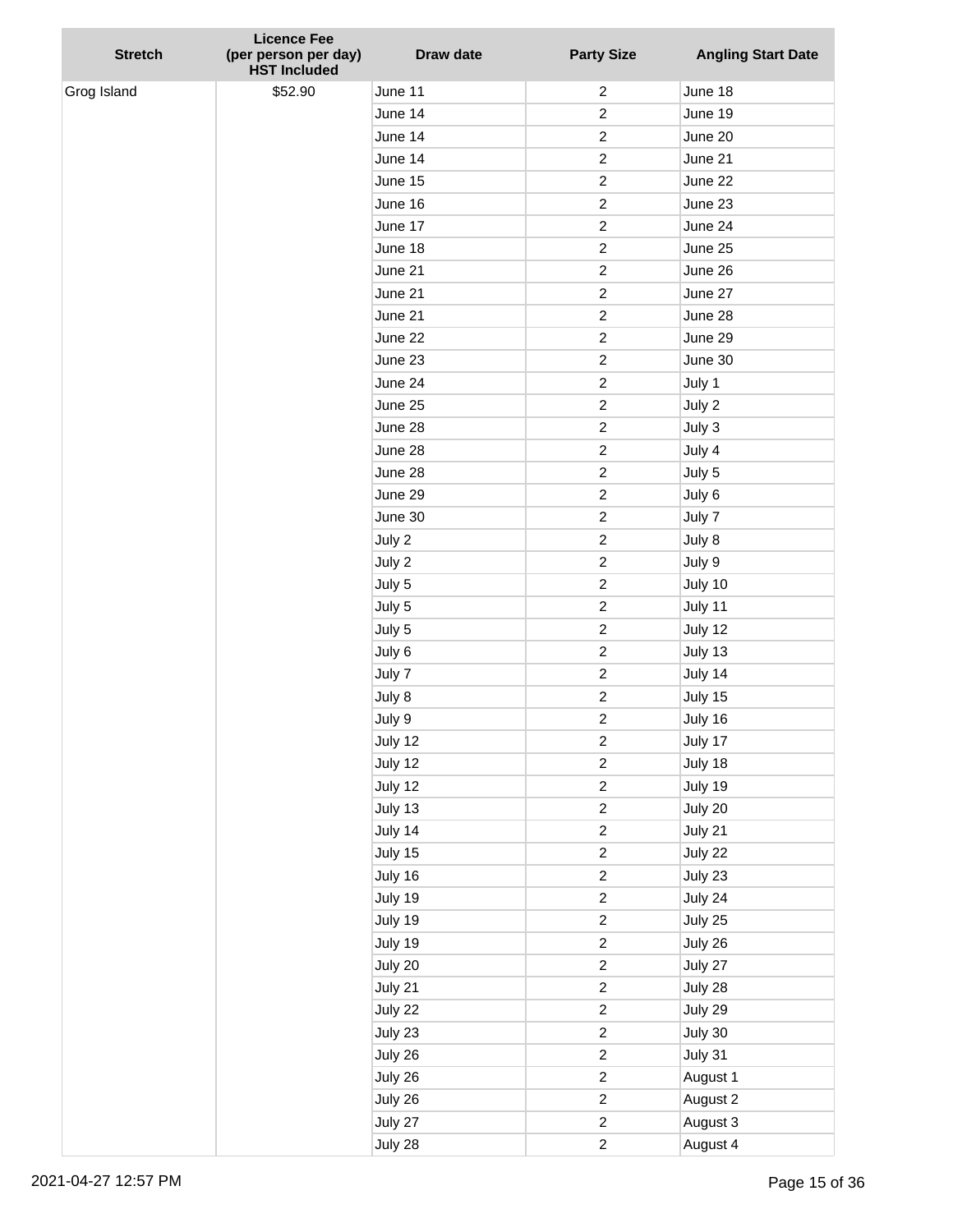| Stretch | Licence Fee (per person per day) HST Included | Draw date | Party Size | Angling Start Date |
|---|---|---|---|---|
| Grog Island | $52.90 | June 11 | 2 | June 18 |
| | | June 14 | 2 | June 19 |
| | | June 14 | 2 | June 20 |
| | | June 14 | 2 | June 21 |
| | | June 15 | 2 | June 22 |
| | | June 16 | 2 | June 23 |
| | | June 17 | 2 | June 24 |
| | | June 18 | 2 | June 25 |
| | | June 21 | 2 | June 26 |
| | | June 21 | 2 | June 27 |
| | | June 21 | 2 | June 28 |
| | | June 22 | 2 | June 29 |
| | | June 23 | 2 | June 30 |
| | | June 24 | 2 | July 1 |
| | | June 25 | 2 | July 2 |
| | | June 28 | 2 | July 3 |
| | | June 28 | 2 | July 4 |
| | | June 28 | 2 | July 5 |
| | | June 29 | 2 | July 6 |
| | | June 30 | 2 | July 7 |
| | | July 2 | 2 | July 8 |
| | | July 2 | 2 | July 9 |
| | | July 5 | 2 | July 10 |
| | | July 5 | 2 | July 11 |
| | | July 5 | 2 | July 12 |
| | | July 6 | 2 | July 13 |
| | | July 7 | 2 | July 14 |
| | | July 8 | 2 | July 15 |
| | | July 9 | 2 | July 16 |
| | | July 12 | 2 | July 17 |
| | | July 12 | 2 | July 18 |
| | | July 12 | 2 | July 19 |
| | | July 13 | 2 | July 20 |
| | | July 14 | 2 | July 21 |
| | | July 15 | 2 | July 22 |
| | | July 16 | 2 | July 23 |
| | | July 19 | 2 | July 24 |
| | | July 19 | 2 | July 25 |
| | | July 19 | 2 | July 26 |
| | | July 20 | 2 | July 27 |
| | | July 21 | 2 | July 28 |
| | | July 22 | 2 | July 29 |
| | | July 23 | 2 | July 30 |
| | | July 26 | 2 | July 31 |
| | | July 26 | 2 | August 1 |
| | | July 26 | 2 | August 2 |
| | | July 27 | 2 | August 3 |
| | | July 28 | 2 | August 4 |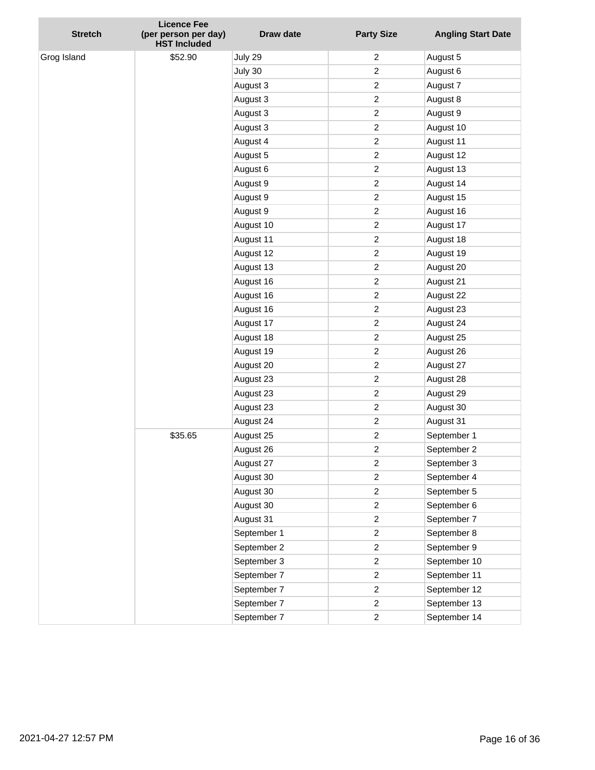| Stretch | Licence Fee (per person per day) HST Included | Draw date | Party Size | Angling Start Date |
|---|---|---|---|---|
| Grog Island | $52.90 | July 29 | 2 | August 5 |
| | | July 30 | 2 | August 6 |
| | | August 3 | 2 | August 7 |
| | | August 3 | 2 | August 8 |
| | | August 3 | 2 | August 9 |
| | | August 3 | 2 | August 10 |
| | | August 4 | 2 | August 11 |
| | | August 5 | 2 | August 12 |
| | | August 6 | 2 | August 13 |
| | | August 9 | 2 | August 14 |
| | | August 9 | 2 | August 15 |
| | | August 9 | 2 | August 16 |
| | | August 10 | 2 | August 17 |
| | | August 11 | 2 | August 18 |
| | | August 12 | 2 | August 19 |
| | | August 13 | 2 | August 20 |
| | | August 16 | 2 | August 21 |
| | | August 16 | 2 | August 22 |
| | | August 16 | 2 | August 23 |
| | | August 17 | 2 | August 24 |
| | | August 18 | 2 | August 25 |
| | | August 19 | 2 | August 26 |
| | | August 20 | 2 | August 27 |
| | | August 23 | 2 | August 28 |
| | | August 23 | 2 | August 29 |
| | | August 23 | 2 | August 30 |
| | | August 24 | 2 | August 31 |
| | $35.65 | August 25 | 2 | September 1 |
| | | August 26 | 2 | September 2 |
| | | August 27 | 2 | September 3 |
| | | August 30 | 2 | September 4 |
| | | August 30 | 2 | September 5 |
| | | August 30 | 2 | September 6 |
| | | August 31 | 2 | September 7 |
| | | September 1 | 2 | September 8 |
| | | September 2 | 2 | September 9 |
| | | September 3 | 2 | September 10 |
| | | September 7 | 2 | September 11 |
| | | September 7 | 2 | September 12 |
| | | September 7 | 2 | September 13 |
| | | September 7 | 2 | September 14 |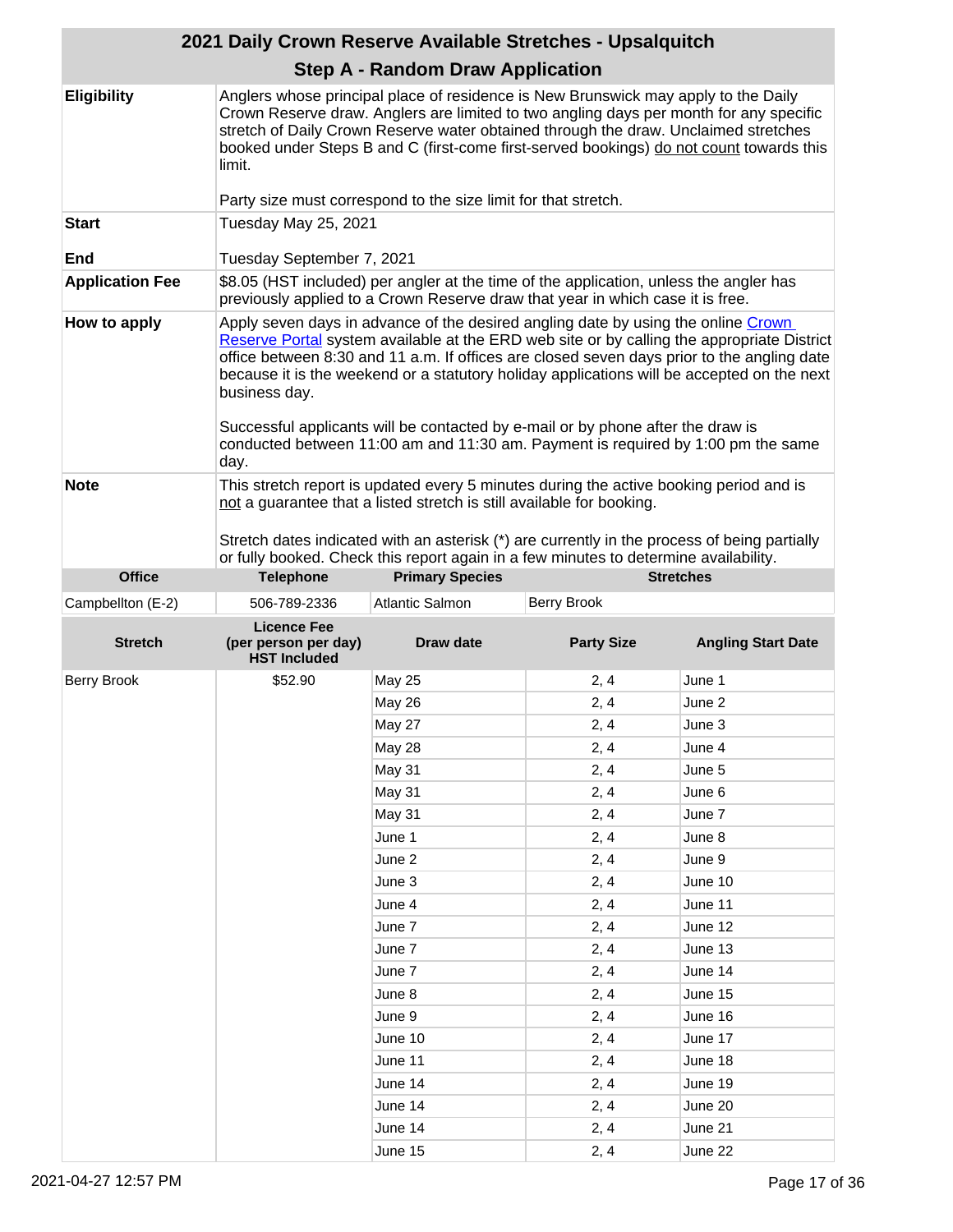## 2021 Daily Crown Reserve Available Stretches - Upsalquitch

### Step A - Random Draw Application

| | |
|---|---|
| **Eligibility** | Anglers whose principal place of residence is New Brunswick may apply to the Daily Crown Reserve draw. Anglers are limited to two angling days per month for any specific stretch of Daily Crown Reserve water obtained through the draw. Unclaimed stretches booked under Steps B and C (first-come first-served bookings) do not count towards this limit.<br><br>Party size must correspond to the size limit for that stretch. |
| **Start** | Tuesday May 25, 2021 |
| **End** | Tuesday September 7, 2021 |
| **Application Fee** | $8.05 (HST included) per angler at the time of the application, unless the angler has previously applied to a Crown Reserve draw that year in which case it is free. |
| **How to apply** | Apply seven days in advance of the desired angling date by using the online Crown Reserve Portal system available at the ERD web site or by calling the appropriate District office between 8:30 and 11 a.m. If offices are closed seven days prior to the angling date because it is the weekend or a statutory holiday applications will be accepted on the next business day.<br><br>Successful applicants will be contacted by e-mail or by phone after the draw is conducted between 11:00 am and 11:30 am. Payment is required by 1:00 pm the same day. |
| **Note** | This stretch report is updated every 5 minutes during the active booking period and is not a guarantee that a listed stretch is still available for booking.<br><br>Stretch dates indicated with an asterisk (*) are currently in the process of being partially or fully booked. Check this report again in a few minutes to determine availability. |

| Office | Telephone | Primary Species | Stretches |
|---|---|---|---|
| Campbellton (E-2) | 506-789-2336 | Atlantic Salmon | Berry Brook |

| Stretch | Licence Fee (per person per day) HST Included | Draw date | Party Size | Angling Start Date |
|---|---|---|---|---|
| Berry Brook | $52.90 | May 25 | 2, 4 | June 1 |
| | | May 26 | 2, 4 | June 2 |
| | | May 27 | 2, 4 | June 3 |
| | | May 28 | 2, 4 | June 4 |
| | | May 31 | 2, 4 | June 5 |
| | | May 31 | 2, 4 | June 6 |
| | | May 31 | 2, 4 | June 7 |
| | | June 1 | 2, 4 | June 8 |
| | | June 2 | 2, 4 | June 9 |
| | | June 3 | 2, 4 | June 10 |
| | | June 4 | 2, 4 | June 11 |
| | | June 7 | 2, 4 | June 12 |
| | | June 7 | 2, 4 | June 13 |
| | | June 7 | 2, 4 | June 14 |
| | | June 8 | 2, 4 | June 15 |
| | | June 9 | 2, 4 | June 16 |
| | | June 10 | 2, 4 | June 17 |
| | | June 11 | 2, 4 | June 18 |
| | | June 14 | 2, 4 | June 19 |
| | | June 14 | 2, 4 | June 20 |
| | | June 14 | 2, 4 | June 21 |
| | | June 15 | 2, 4 | June 22 |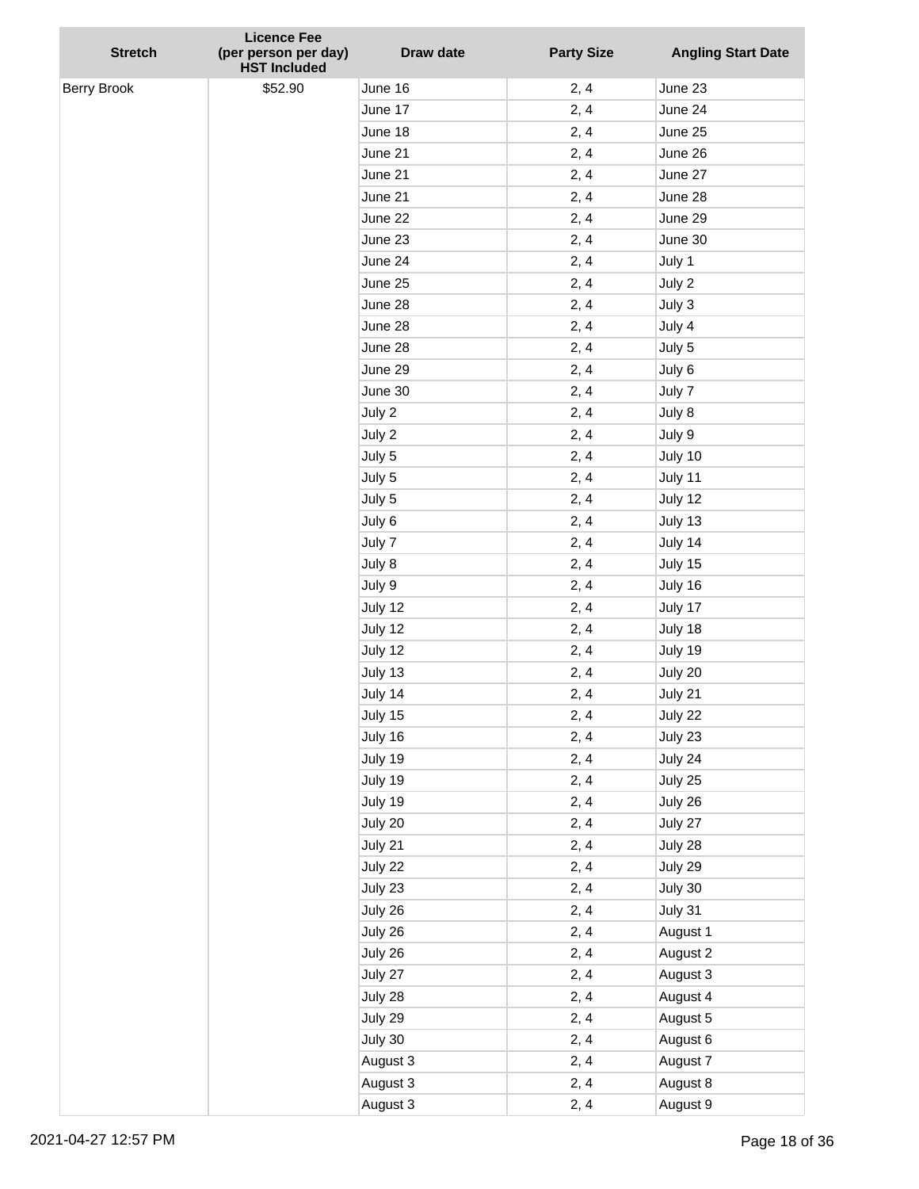| Stretch | Licence Fee (per person per day) HST Included | Draw date | Party Size | Angling Start Date |
|---|---|---|---|---|
| Berry Brook | $52.90 | June 16 | 2, 4 | June 23 |
| | | June 17 | 2, 4 | June 24 |
| | | June 18 | 2, 4 | June 25 |
| | | June 21 | 2, 4 | June 26 |
| | | June 21 | 2, 4 | June 27 |
| | | June 21 | 2, 4 | June 28 |
| | | June 22 | 2, 4 | June 29 |
| | | June 23 | 2, 4 | June 30 |
| | | June 24 | 2, 4 | July 1 |
| | | June 25 | 2, 4 | July 2 |
| | | June 28 | 2, 4 | July 3 |
| | | June 28 | 2, 4 | July 4 |
| | | June 28 | 2, 4 | July 5 |
| | | June 29 | 2, 4 | July 6 |
| | | June 30 | 2, 4 | July 7 |
| | | July 2 | 2, 4 | July 8 |
| | | July 2 | 2, 4 | July 9 |
| | | July 5 | 2, 4 | July 10 |
| | | July 5 | 2, 4 | July 11 |
| | | July 5 | 2, 4 | July 12 |
| | | July 6 | 2, 4 | July 13 |
| | | July 7 | 2, 4 | July 14 |
| | | July 8 | 2, 4 | July 15 |
| | | July 9 | 2, 4 | July 16 |
| | | July 12 | 2, 4 | July 17 |
| | | July 12 | 2, 4 | July 18 |
| | | July 12 | 2, 4 | July 19 |
| | | July 13 | 2, 4 | July 20 |
| | | July 14 | 2, 4 | July 21 |
| | | July 15 | 2, 4 | July 22 |
| | | July 16 | 2, 4 | July 23 |
| | | July 19 | 2, 4 | July 24 |
| | | July 19 | 2, 4 | July 25 |
| | | July 19 | 2, 4 | July 26 |
| | | July 20 | 2, 4 | July 27 |
| | | July 21 | 2, 4 | July 28 |
| | | July 22 | 2, 4 | July 29 |
| | | July 23 | 2, 4 | July 30 |
| | | July 26 | 2, 4 | July 31 |
| | | July 26 | 2, 4 | August 1 |
| | | July 26 | 2, 4 | August 2 |
| | | July 27 | 2, 4 | August 3 |
| | | July 28 | 2, 4 | August 4 |
| | | July 29 | 2, 4 | August 5 |
| | | July 30 | 2, 4 | August 6 |
| | | August 3 | 2, 4 | August 7 |
| | | August 3 | 2, 4 | August 8 |
| | | August 3 | 2, 4 | August 9 |

2021-04-27 12:57 PM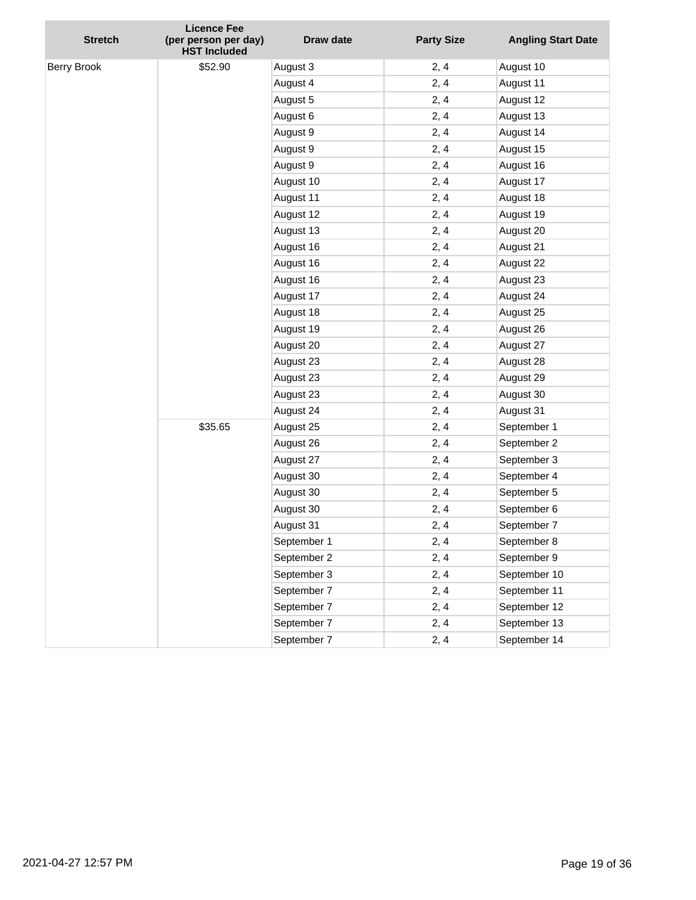| Stretch | Licence Fee (per person per day) HST Included | Draw date | Party Size | Angling Start Date |
|---|---|---|---|---|
| Berry Brook | $52.90 | August 3 | 2, 4 | August 10 |
| | | August 4 | 2, 4 | August 11 |
| | | August 5 | 2, 4 | August 12 |
| | | August 6 | 2, 4 | August 13 |
| | | August 9 | 2, 4 | August 14 |
| | | August 9 | 2, 4 | August 15 |
| | | August 9 | 2, 4 | August 16 |
| | | August 10 | 2, 4 | August 17 |
| | | August 11 | 2, 4 | August 18 |
| | | August 12 | 2, 4 | August 19 |
| | | August 13 | 2, 4 | August 20 |
| | | August 16 | 2, 4 | August 21 |
| | | August 16 | 2, 4 | August 22 |
| | | August 16 | 2, 4 | August 23 |
| | | August 17 | 2, 4 | August 24 |
| | | August 18 | 2, 4 | August 25 |
| | | August 19 | 2, 4 | August 26 |
| | | August 20 | 2, 4 | August 27 |
| | | August 23 | 2, 4 | August 28 |
| | | August 23 | 2, 4 | August 29 |
| | | August 23 | 2, 4 | August 30 |
| | | August 24 | 2, 4 | August 31 |
| | $35.65 | August 25 | 2, 4 | September 1 |
| | | August 26 | 2, 4 | September 2 |
| | | August 27 | 2, 4 | September 3 |
| | | August 30 | 2, 4 | September 4 |
| | | August 30 | 2, 4 | September 5 |
| | | August 30 | 2, 4 | September 6 |
| | | August 31 | 2, 4 | September 7 |
| | | September 1 | 2, 4 | September 8 |
| | | September 2 | 2, 4 | September 9 |
| | | September 3 | 2, 4 | September 10 |
| | | September 7 | 2, 4 | September 11 |
| | | September 7 | 2, 4 | September 12 |
| | | September 7 | 2, 4 | September 13 |
| | | September 7 | 2, 4 | September 14 |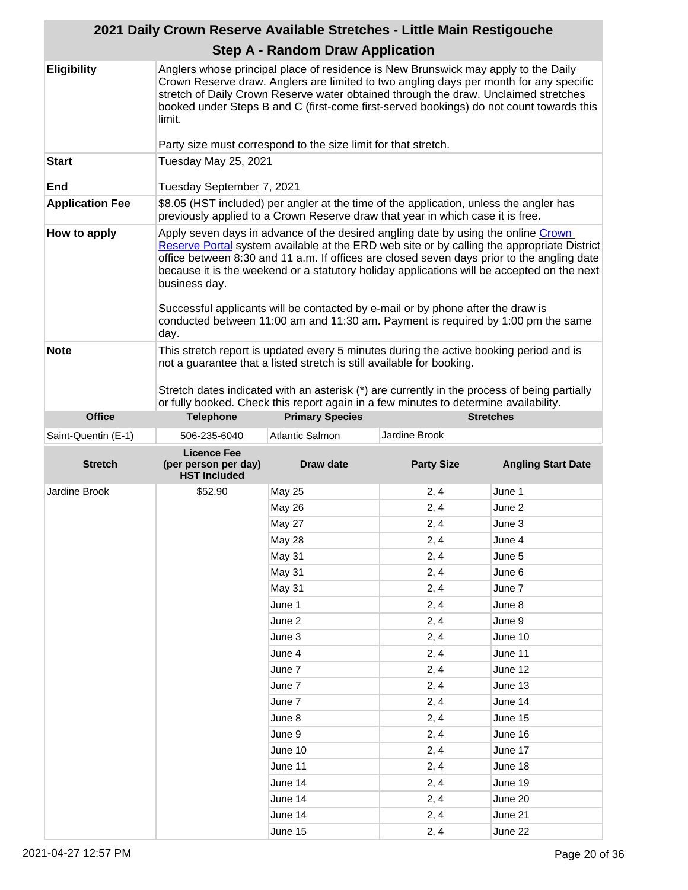## 2021 Daily Crown Reserve Available Stretches - Little Main Restigouche

### Step A - Random Draw Application

| | |
|---|---|
| **Eligibility** | Anglers whose principal place of residence is New Brunswick may apply to the Daily Crown Reserve draw. Anglers are limited to two angling days per month for any specific stretch of Daily Crown Reserve water obtained through the draw. Unclaimed stretches booked under Steps B and C (first-come first-served bookings) do not count towards this limit.<br><br>Party size must correspond to the size limit for that stretch. |
| **Start** | Tuesday May 25, 2021 |
| **End** | Tuesday September 7, 2021 |
| **Application Fee** | $8.05 (HST included) per angler at the time of the application, unless the angler has previously applied to a Crown Reserve draw that year in which case it is free. |
| **How to apply** | Apply seven days in advance of the desired angling date by using the online [Crown Reserve Portal] system available at the ERD web site or by calling the appropriate District office between 8:30 and 11 a.m. If offices are closed seven days prior to the angling date because it is the weekend or a statutory holiday applications will be accepted on the next business day.<br><br>Successful applicants will be contacted by e-mail or by phone after the draw is conducted between 11:00 am and 11:30 am. Payment is required by 1:00 pm the same day. |
| **Note** | This stretch report is updated every 5 minutes during the active booking period and is not a guarantee that a listed stretch is still available for booking.<br><br>Stretch dates indicated with an asterisk (*) are currently in the process of being partially or fully booked. Check this report again in a few minutes to determine availability. |

| Office | Telephone | Primary Species | Stretches |
|---|---|---|---|
| Saint-Quentin (E-1) | 506-235-6040 | Atlantic Salmon | Jardine Brook |

| Stretch | Licence Fee (per person per day) HST Included | Draw date | Party Size | Angling Start Date |
|---|---|---|---|---|
| Jardine Brook | $52.90 | May 25 | 2, 4 | June 1 |
| | | May 26 | 2, 4 | June 2 |
| | | May 27 | 2, 4 | June 3 |
| | | May 28 | 2, 4 | June 4 |
| | | May 31 | 2, 4 | June 5 |
| | | May 31 | 2, 4 | June 6 |
| | | May 31 | 2, 4 | June 7 |
| | | June 1 | 2, 4 | June 8 |
| | | June 2 | 2, 4 | June 9 |
| | | June 3 | 2, 4 | June 10 |
| | | June 4 | 2, 4 | June 11 |
| | | June 7 | 2, 4 | June 12 |
| | | June 7 | 2, 4 | June 13 |
| | | June 7 | 2, 4 | June 14 |
| | | June 8 | 2, 4 | June 15 |
| | | June 9 | 2, 4 | June 16 |
| | | June 10 | 2, 4 | June 17 |
| | | June 11 | 2, 4 | June 18 |
| | | June 14 | 2, 4 | June 19 |
| | | June 14 | 2, 4 | June 20 |
| | | June 14 | 2, 4 | June 21 |
| | | June 15 | 2, 4 | June 22 |

2021-04-27 12:57 PM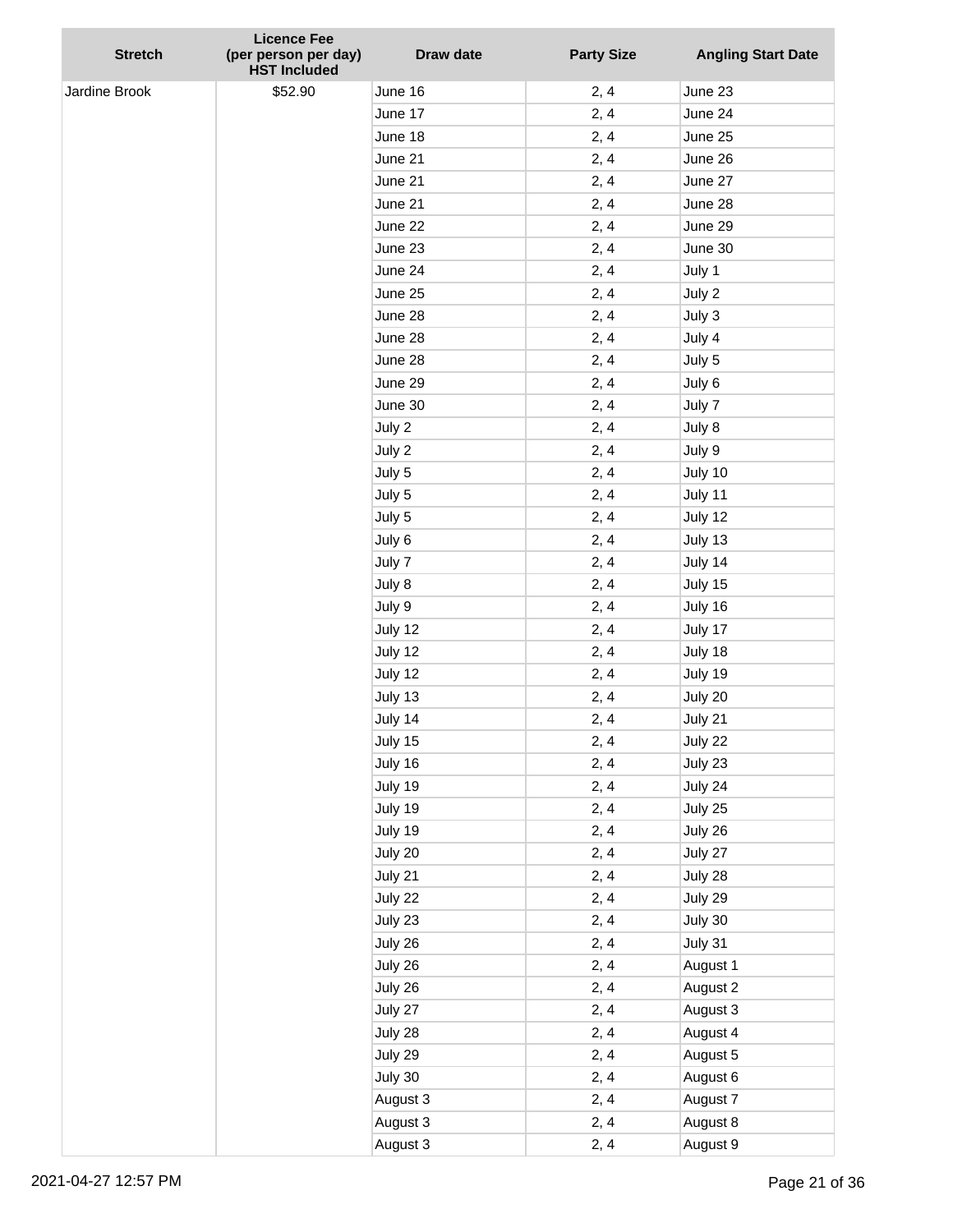| Stretch | Licence Fee (per person per day) HST Included | Draw date | Party Size | Angling Start Date |
|---|---|---|---|---|
| Jardine Brook | $52.90 | June 16 | 2, 4 | June 23 |
| | | June 17 | 2, 4 | June 24 |
| | | June 18 | 2, 4 | June 25 |
| | | June 21 | 2, 4 | June 26 |
| | | June 21 | 2, 4 | June 27 |
| | | June 21 | 2, 4 | June 28 |
| | | June 22 | 2, 4 | June 29 |
| | | June 23 | 2, 4 | June 30 |
| | | June 24 | 2, 4 | July 1 |
| | | June 25 | 2, 4 | July 2 |
| | | June 28 | 2, 4 | July 3 |
| | | June 28 | 2, 4 | July 4 |
| | | June 28 | 2, 4 | July 5 |
| | | June 29 | 2, 4 | July 6 |
| | | June 30 | 2, 4 | July 7 |
| | | July 2 | 2, 4 | July 8 |
| | | July 2 | 2, 4 | July 9 |
| | | July 5 | 2, 4 | July 10 |
| | | July 5 | 2, 4 | July 11 |
| | | July 5 | 2, 4 | July 12 |
| | | July 6 | 2, 4 | July 13 |
| | | July 7 | 2, 4 | July 14 |
| | | July 8 | 2, 4 | July 15 |
| | | July 9 | 2, 4 | July 16 |
| | | July 12 | 2, 4 | July 17 |
| | | July 12 | 2, 4 | July 18 |
| | | July 12 | 2, 4 | July 19 |
| | | July 13 | 2, 4 | July 20 |
| | | July 14 | 2, 4 | July 21 |
| | | July 15 | 2, 4 | July 22 |
| | | July 16 | 2, 4 | July 23 |
| | | July 19 | 2, 4 | July 24 |
| | | July 19 | 2, 4 | July 25 |
| | | July 19 | 2, 4 | July 26 |
| | | July 20 | 2, 4 | July 27 |
| | | July 21 | 2, 4 | July 28 |
| | | July 22 | 2, 4 | July 29 |
| | | July 23 | 2, 4 | July 30 |
| | | July 26 | 2, 4 | July 31 |
| | | July 26 | 2, 4 | August 1 |
| | | July 26 | 2, 4 | August 2 |
| | | July 27 | 2, 4 | August 3 |
| | | July 28 | 2, 4 | August 4 |
| | | July 29 | 2, 4 | August 5 |
| | | July 30 | 2, 4 | August 6 |
| | | August 3 | 2, 4 | August 7 |
| | | August 3 | 2, 4 | August 8 |
| | | August 3 | 2, 4 | August 9 |

2021-04-27 12:57 PM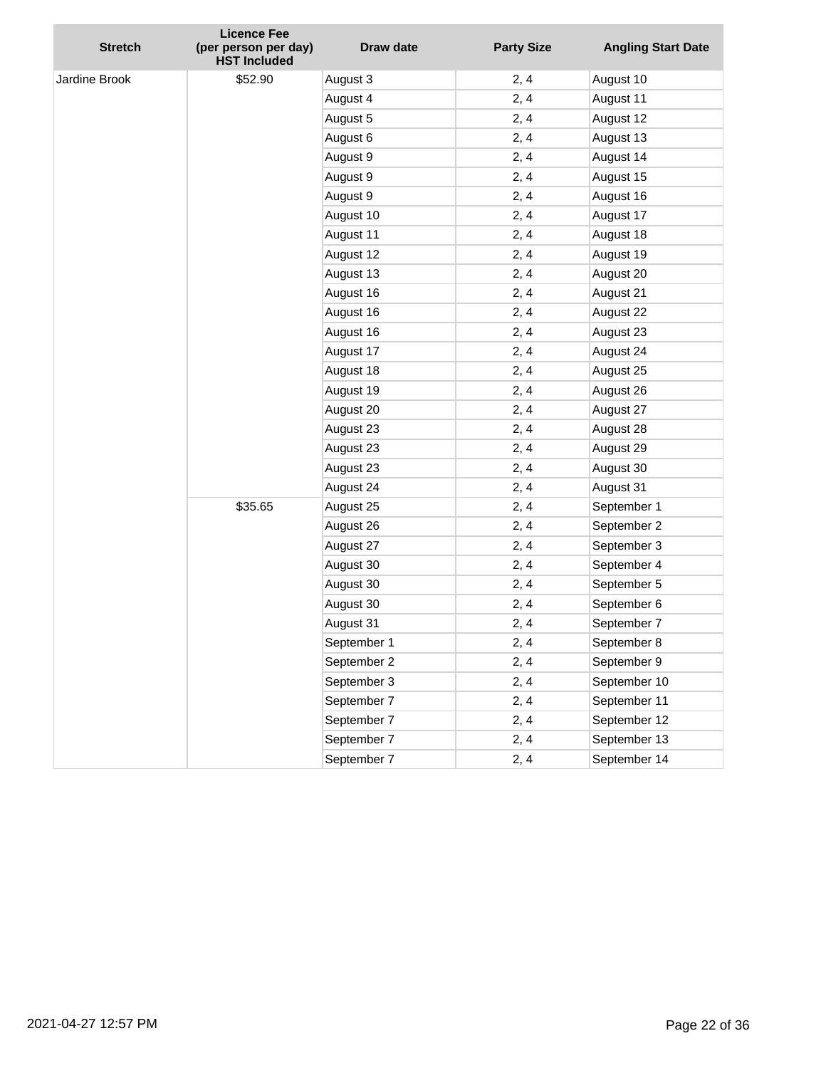| Stretch | Licence Fee (per person per day) HST Included | Draw date | Party Size | Angling Start Date |
|---|---|---|---|---|
| Jardine Brook | $52.90 | August 3 | 2, 4 | August 10 |
| | | August 4 | 2, 4 | August 11 |
| | | August 5 | 2, 4 | August 12 |
| | | August 6 | 2, 4 | August 13 |
| | | August 9 | 2, 4 | August 14 |
| | | August 9 | 2, 4 | August 15 |
| | | August 9 | 2, 4 | August 16 |
| | | August 10 | 2, 4 | August 17 |
| | | August 11 | 2, 4 | August 18 |
| | | August 12 | 2, 4 | August 19 |
| | | August 13 | 2, 4 | August 20 |
| | | August 16 | 2, 4 | August 21 |
| | | August 16 | 2, 4 | August 22 |
| | | August 16 | 2, 4 | August 23 |
| | | August 17 | 2, 4 | August 24 |
| | | August 18 | 2, 4 | August 25 |
| | | August 19 | 2, 4 | August 26 |
| | | August 20 | 2, 4 | August 27 |
| | | August 23 | 2, 4 | August 28 |
| | | August 23 | 2, 4 | August 29 |
| | | August 23 | 2, 4 | August 30 |
| | | August 24 | 2, 4 | August 31 |
| | $35.65 | August 25 | 2, 4 | September 1 |
| | | August 26 | 2, 4 | September 2 |
| | | August 27 | 2, 4 | September 3 |
| | | August 30 | 2, 4 | September 4 |
| | | August 30 | 2, 4 | September 5 |
| | | August 30 | 2, 4 | September 6 |
| | | August 31 | 2, 4 | September 7 |
| | | September 1 | 2, 4 | September 8 |
| | | September 2 | 2, 4 | September 9 |
| | | September 3 | 2, 4 | September 10 |
| | | September 7 | 2, 4 | September 11 |
| | | September 7 | 2, 4 | September 12 |
| | | September 7 | 2, 4 | September 13 |
| | | September 7 | 2, 4 | September 14 |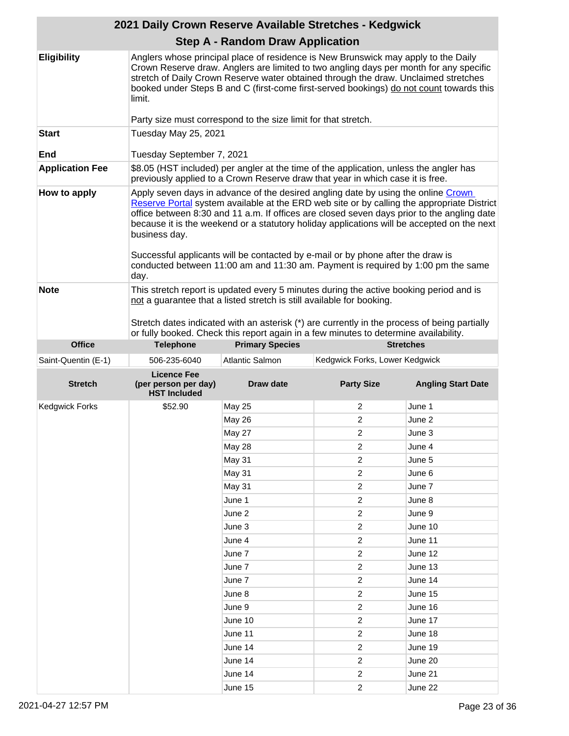# 2021 Daily Crown Reserve Available Stretches - Kedgwick

## Step A - Random Draw Application

| | |
|---|---|
| **Eligibility** | Anglers whose principal place of residence is New Brunswick may apply to the Daily Crown Reserve draw. Anglers are limited to two angling days per month for any specific stretch of Daily Crown Reserve water obtained through the draw. Unclaimed stretches booked under Steps B and C (first-come first-served bookings) do not count towards this limit.<br><br>Party size must correspond to the size limit for that stretch. |
| **Start** | Tuesday May 25, 2021 |
| **End** | Tuesday September 7, 2021 |
| **Application Fee** | $8.05 (HST included) per angler at the time of the application, unless the angler has previously applied to a Crown Reserve draw that year in which case it is free. |
| **How to apply** | Apply seven days in advance of the desired angling date by using the online Crown Reserve Portal system available at the ERD web site or by calling the appropriate District office between 8:30 and 11 a.m. If offices are closed seven days prior to the angling date because it is the weekend or a statutory holiday applications will be accepted on the next business day.<br><br>Successful applicants will be contacted by e-mail or by phone after the draw is conducted between 11:00 am and 11:30 am. Payment is required by 1:00 pm the same day. |
| **Note** | This stretch report is updated every 5 minutes during the active booking period and is not a guarantee that a listed stretch is still available for booking.<br><br>Stretch dates indicated with an asterisk (*) are currently in the process of being partially or fully booked. Check this report again in a few minutes to determine availability. |

| Office | Telephone | Primary Species | Stretches |
|---|---|---|---|
| Saint-Quentin (E-1) | 506-235-6040 | Atlantic Salmon | Kedgwick Forks, Lower Kedgwick |

| Stretch | Licence Fee (per person per day) HST Included | Draw date | Party Size | Angling Start Date |
|---|---|---|---|---|
| Kedgwick Forks | $52.90 | May 25 | 2 | June 1 |
| | | May 26 | 2 | June 2 |
| | | May 27 | 2 | June 3 |
| | | May 28 | 2 | June 4 |
| | | May 31 | 2 | June 5 |
| | | May 31 | 2 | June 6 |
| | | May 31 | 2 | June 7 |
| | | June 1 | 2 | June 8 |
| | | June 2 | 2 | June 9 |
| | | June 3 | 2 | June 10 |
| | | June 4 | 2 | June 11 |
| | | June 7 | 2 | June 12 |
| | | June 7 | 2 | June 13 |
| | | June 7 | 2 | June 14 |
| | | June 8 | 2 | June 15 |
| | | June 9 | 2 | June 16 |
| | | June 10 | 2 | June 17 |
| | | June 11 | 2 | June 18 |
| | | June 14 | 2 | June 19 |
| | | June 14 | 2 | June 20 |
| | | June 14 | 2 | June 21 |
| | | June 15 | 2 | June 22 |

2021-04-27 12:57 PM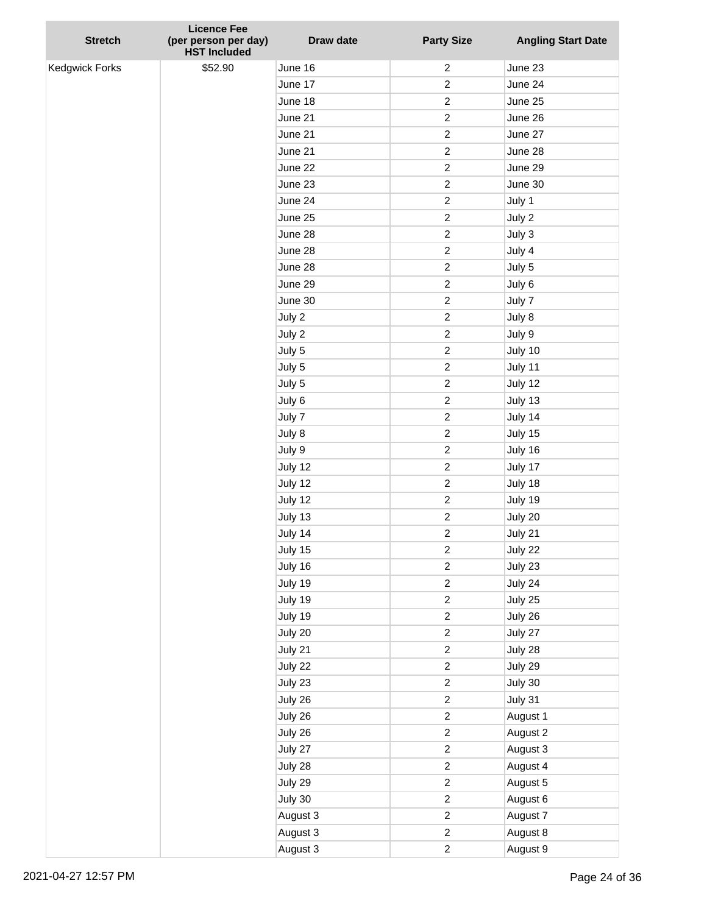| Stretch | Licence Fee (per person per day) HST Included | Draw date | Party Size | Angling Start Date |
|---|---|---|---|---|
| Kedgwick Forks | $52.90 | June 16 | 2 | June 23 |
| | | June 17 | 2 | June 24 |
| | | June 18 | 2 | June 25 |
| | | June 21 | 2 | June 26 |
| | | June 21 | 2 | June 27 |
| | | June 21 | 2 | June 28 |
| | | June 22 | 2 | June 29 |
| | | June 23 | 2 | June 30 |
| | | June 24 | 2 | July 1 |
| | | June 25 | 2 | July 2 |
| | | June 28 | 2 | July 3 |
| | | June 28 | 2 | July 4 |
| | | June 28 | 2 | July 5 |
| | | June 29 | 2 | July 6 |
| | | June 30 | 2 | July 7 |
| | | July 2 | 2 | July 8 |
| | | July 2 | 2 | July 9 |
| | | July 5 | 2 | July 10 |
| | | July 5 | 2 | July 11 |
| | | July 5 | 2 | July 12 |
| | | July 6 | 2 | July 13 |
| | | July 7 | 2 | July 14 |
| | | July 8 | 2 | July 15 |
| | | July 9 | 2 | July 16 |
| | | July 12 | 2 | July 17 |
| | | July 12 | 2 | July 18 |
| | | July 12 | 2 | July 19 |
| | | July 13 | 2 | July 20 |
| | | July 14 | 2 | July 21 |
| | | July 15 | 2 | July 22 |
| | | July 16 | 2 | July 23 |
| | | July 19 | 2 | July 24 |
| | | July 19 | 2 | July 25 |
| | | July 19 | 2 | July 26 |
| | | July 20 | 2 | July 27 |
| | | July 21 | 2 | July 28 |
| | | July 22 | 2 | July 29 |
| | | July 23 | 2 | July 30 |
| | | July 26 | 2 | July 31 |
| | | July 26 | 2 | August 1 |
| | | July 26 | 2 | August 2 |
| | | July 27 | 2 | August 3 |
| | | July 28 | 2 | August 4 |
| | | July 29 | 2 | August 5 |
| | | July 30 | 2 | August 6 |
| | | August 3 | 2 | August 7 |
| | | August 3 | 2 | August 8 |
| | | August 3 | 2 | August 9 |

2021-04-27 12:57 PM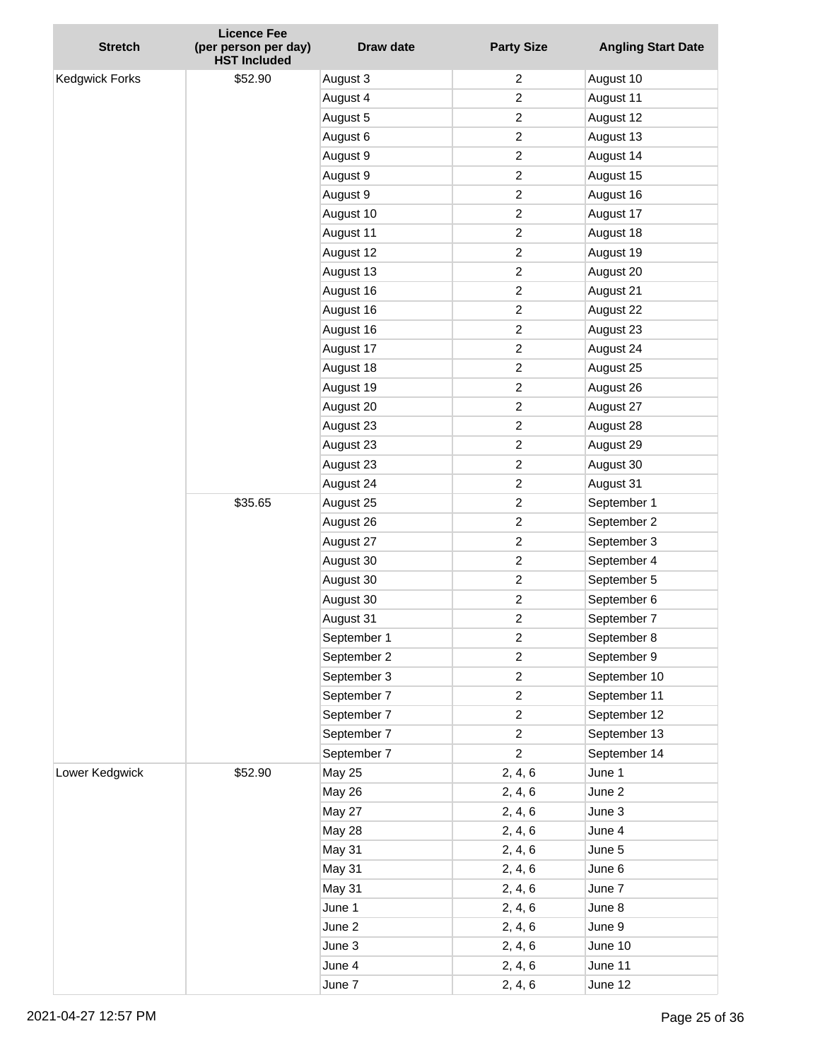| Stretch | Licence Fee (per person per day) HST Included | Draw date | Party Size | Angling Start Date |
|---|---|---|---|---|
| Kedgwick Forks | $52.90 | August 3 | 2 | August 10 |
| | | August 4 | 2 | August 11 |
| | | August 5 | 2 | August 12 |
| | | August 6 | 2 | August 13 |
| | | August 9 | 2 | August 14 |
| | | August 9 | 2 | August 15 |
| | | August 9 | 2 | August 16 |
| | | August 10 | 2 | August 17 |
| | | August 11 | 2 | August 18 |
| | | August 12 | 2 | August 19 |
| | | August 13 | 2 | August 20 |
| | | August 16 | 2 | August 21 |
| | | August 16 | 2 | August 22 |
| | | August 16 | 2 | August 23 |
| | | August 17 | 2 | August 24 |
| | | August 18 | 2 | August 25 |
| | | August 19 | 2 | August 26 |
| | | August 20 | 2 | August 27 |
| | | August 23 | 2 | August 28 |
| | | August 23 | 2 | August 29 |
| | | August 23 | 2 | August 30 |
| | | August 24 | 2 | August 31 |
| | $35.65 | August 25 | 2 | September 1 |
| | | August 26 | 2 | September 2 |
| | | August 27 | 2 | September 3 |
| | | August 30 | 2 | September 4 |
| | | August 30 | 2 | September 5 |
| | | August 30 | 2 | September 6 |
| | | August 31 | 2 | September 7 |
| | | September 1 | 2 | September 8 |
| | | September 2 | 2 | September 9 |
| | | September 3 | 2 | September 10 |
| | | September 7 | 2 | September 11 |
| | | September 7 | 2 | September 12 |
| | | September 7 | 2 | September 13 |
| | | September 7 | 2 | September 14 |
| Lower Kedgwick | $52.90 | May 25 | 2, 4, 6 | June 1 |
| | | May 26 | 2, 4, 6 | June 2 |
| | | May 27 | 2, 4, 6 | June 3 |
| | | May 28 | 2, 4, 6 | June 4 |
| | | May 31 | 2, 4, 6 | June 5 |
| | | May 31 | 2, 4, 6 | June 6 |
| | | May 31 | 2, 4, 6 | June 7 |
| | | June 1 | 2, 4, 6 | June 8 |
| | | June 2 | 2, 4, 6 | June 9 |
| | | June 3 | 2, 4, 6 | June 10 |
| | | June 4 | 2, 4, 6 | June 11 |
| | | June 7 | 2, 4, 6 | June 12 |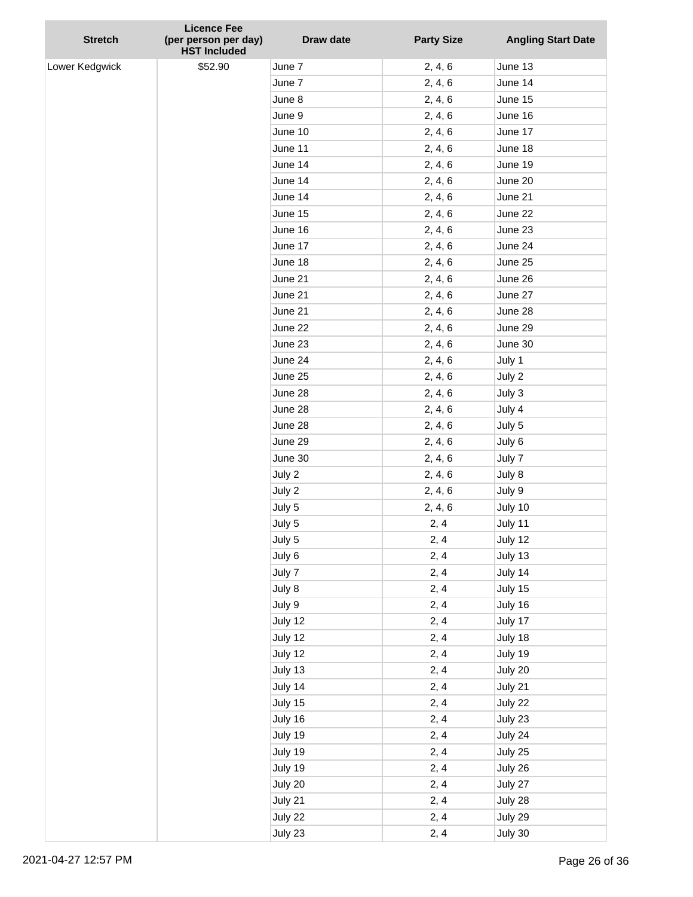| Stretch | Licence Fee (per person per day) HST Included | Draw date | Party Size | Angling Start Date |
|---|---|---|---|---|
| Lower Kedgwick | $52.90 | June 7 | 2, 4, 6 | June 13 |
| | | June 7 | 2, 4, 6 | June 14 |
| | | June 8 | 2, 4, 6 | June 15 |
| | | June 9 | 2, 4, 6 | June 16 |
| | | June 10 | 2, 4, 6 | June 17 |
| | | June 11 | 2, 4, 6 | June 18 |
| | | June 14 | 2, 4, 6 | June 19 |
| | | June 14 | 2, 4, 6 | June 20 |
| | | June 14 | 2, 4, 6 | June 21 |
| | | June 15 | 2, 4, 6 | June 22 |
| | | June 16 | 2, 4, 6 | June 23 |
| | | June 17 | 2, 4, 6 | June 24 |
| | | June 18 | 2, 4, 6 | June 25 |
| | | June 21 | 2, 4, 6 | June 26 |
| | | June 21 | 2, 4, 6 | June 27 |
| | | June 21 | 2, 4, 6 | June 28 |
| | | June 22 | 2, 4, 6 | June 29 |
| | | June 23 | 2, 4, 6 | June 30 |
| | | June 24 | 2, 4, 6 | July 1 |
| | | June 25 | 2, 4, 6 | July 2 |
| | | June 28 | 2, 4, 6 | July 3 |
| | | June 28 | 2, 4, 6 | July 4 |
| | | June 28 | 2, 4, 6 | July 5 |
| | | June 29 | 2, 4, 6 | July 6 |
| | | June 30 | 2, 4, 6 | July 7 |
| | | July 2 | 2, 4, 6 | July 8 |
| | | July 2 | 2, 4, 6 | July 9 |
| | | July 5 | 2, 4, 6 | July 10 |
| | | July 5 | 2, 4 | July 11 |
| | | July 5 | 2, 4 | July 12 |
| | | July 6 | 2, 4 | July 13 |
| | | July 7 | 2, 4 | July 14 |
| | | July 8 | 2, 4 | July 15 |
| | | July 9 | 2, 4 | July 16 |
| | | July 12 | 2, 4 | July 17 |
| | | July 12 | 2, 4 | July 18 |
| | | July 12 | 2, 4 | July 19 |
| | | July 13 | 2, 4 | July 20 |
| | | July 14 | 2, 4 | July 21 |
| | | July 15 | 2, 4 | July 22 |
| | | July 16 | 2, 4 | July 23 |
| | | July 19 | 2, 4 | July 24 |
| | | July 19 | 2, 4 | July 25 |
| | | July 19 | 2, 4 | July 26 |
| | | July 20 | 2, 4 | July 27 |
| | | July 21 | 2, 4 | July 28 |
| | | July 22 | 2, 4 | July 29 |
| | | July 23 | 2, 4 | July 30 |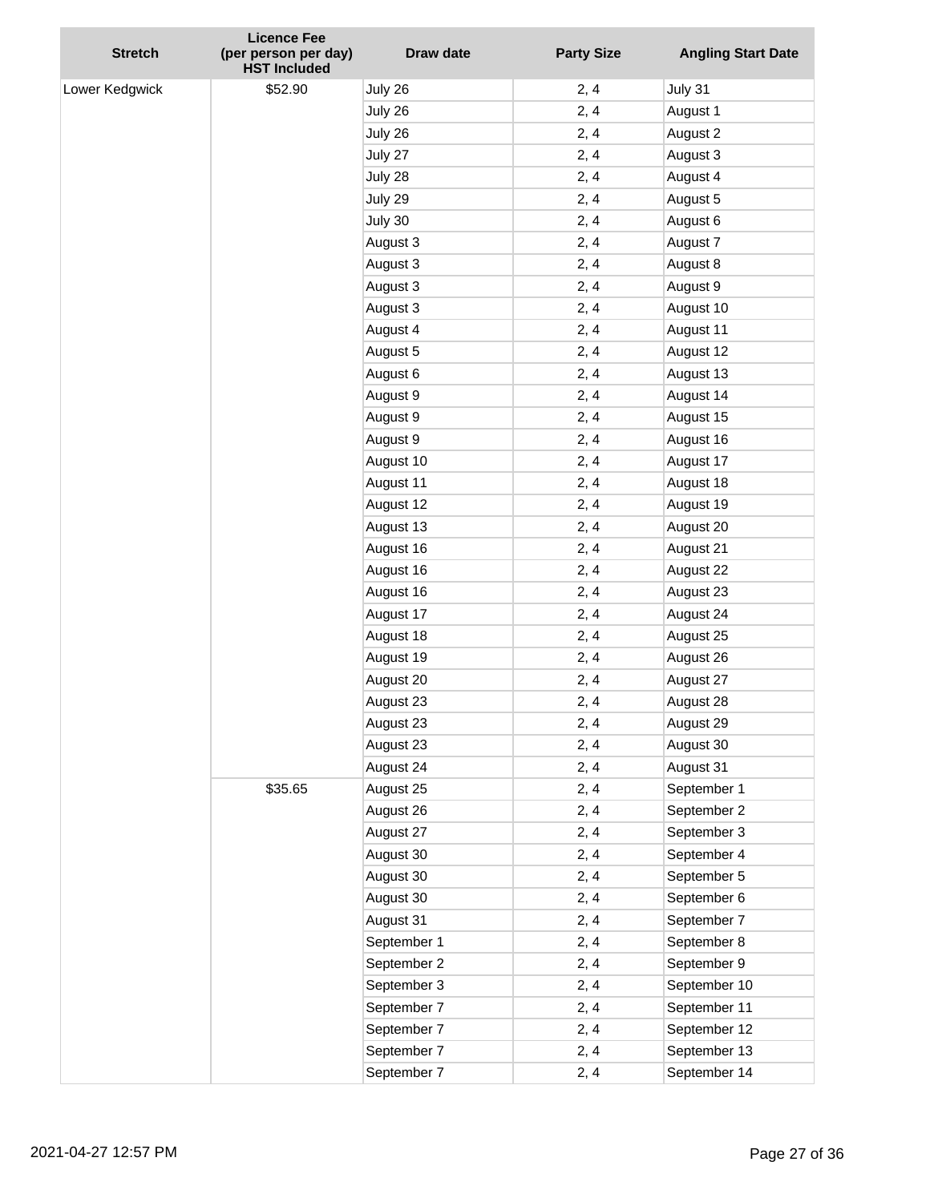| Stretch | Licence Fee (per person per day) HST Included | Draw date | Party Size | Angling Start Date |
|---|---|---|---|---|
| Lower Kedgwick | $52.90 | July 26 | 2, 4 | July 31 |
| | | July 26 | 2, 4 | August 1 |
| | | July 26 | 2, 4 | August 2 |
| | | July 27 | 2, 4 | August 3 |
| | | July 28 | 2, 4 | August 4 |
| | | July 29 | 2, 4 | August 5 |
| | | July 30 | 2, 4 | August 6 |
| | | August 3 | 2, 4 | August 7 |
| | | August 3 | 2, 4 | August 8 |
| | | August 3 | 2, 4 | August 9 |
| | | August 3 | 2, 4 | August 10 |
| | | August 4 | 2, 4 | August 11 |
| | | August 5 | 2, 4 | August 12 |
| | | August 6 | 2, 4 | August 13 |
| | | August 9 | 2, 4 | August 14 |
| | | August 9 | 2, 4 | August 15 |
| | | August 9 | 2, 4 | August 16 |
| | | August 10 | 2, 4 | August 17 |
| | | August 11 | 2, 4 | August 18 |
| | | August 12 | 2, 4 | August 19 |
| | | August 13 | 2, 4 | August 20 |
| | | August 16 | 2, 4 | August 21 |
| | | August 16 | 2, 4 | August 22 |
| | | August 16 | 2, 4 | August 23 |
| | | August 17 | 2, 4 | August 24 |
| | | August 18 | 2, 4 | August 25 |
| | | August 19 | 2, 4 | August 26 |
| | | August 20 | 2, 4 | August 27 |
| | | August 23 | 2, 4 | August 28 |
| | | August 23 | 2, 4 | August 29 |
| | | August 23 | 2, 4 | August 30 |
| | | August 24 | 2, 4 | August 31 |
| | $35.65 | August 25 | 2, 4 | September 1 |
| | | August 26 | 2, 4 | September 2 |
| | | August 27 | 2, 4 | September 3 |
| | | August 30 | 2, 4 | September 4 |
| | | August 30 | 2, 4 | September 5 |
| | | August 30 | 2, 4 | September 6 |
| | | August 31 | 2, 4 | September 7 |
| | | September 1 | 2, 4 | September 8 |
| | | September 2 | 2, 4 | September 9 |
| | | September 3 | 2, 4 | September 10 |
| | | September 7 | 2, 4 | September 11 |
| | | September 7 | 2, 4 | September 12 |
| | | September 7 | 2, 4 | September 13 |
| | | September 7 | 2, 4 | September 14 |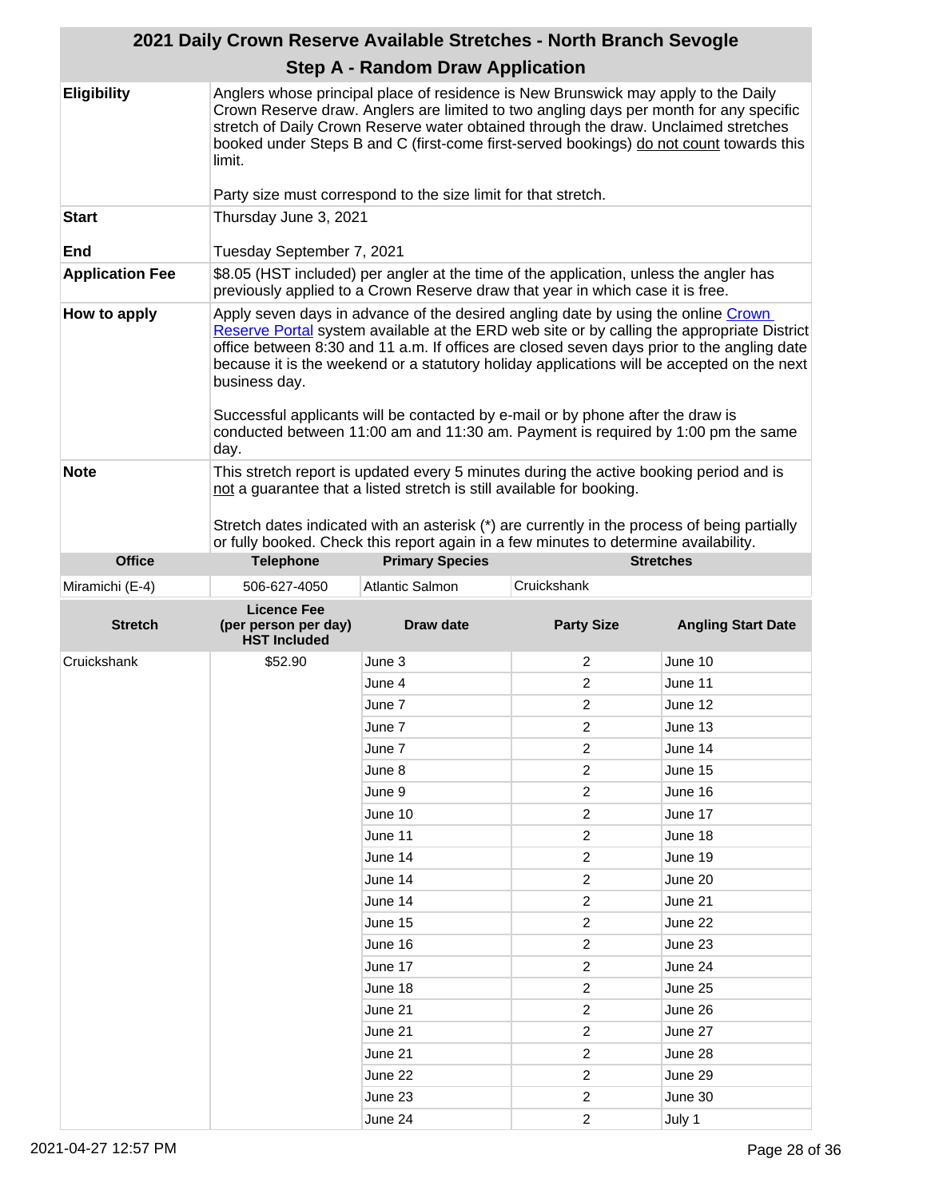# 2021 Daily Crown Reserve Available Stretches - North Branch Sevogle

## Step A - Random Draw Application

| | |
|---|---|
| **Eligibility** | Anglers whose principal place of residence is New Brunswick may apply to the Daily Crown Reserve draw. Anglers are limited to two angling days per month for any specific stretch of Daily Crown Reserve water obtained through the draw. Unclaimed stretches booked under Steps B and C (first-come first-served bookings) do not count towards this limit.<br><br>Party size must correspond to the size limit for that stretch. |
| **Start**<br><br>**End** | Thursday June 3, 2021<br><br>Tuesday September 7, 2021 |
| **Application Fee** | $8.05 (HST included) per angler at the time of the application, unless the angler has previously applied to a Crown Reserve draw that year in which case it is free. |
| **How to apply** | Apply seven days in advance of the desired angling date by using the online Crown Reserve Portal system available at the ERD web site or by calling the appropriate District office between 8:30 and 11 a.m. If offices are closed seven days prior to the angling date because it is the weekend or a statutory holiday applications will be accepted on the next business day.<br><br>Successful applicants will be contacted by e-mail or by phone after the draw is conducted between 11:00 am and 11:30 am. Payment is required by 1:00 pm the same day. |
| **Note** | This stretch report is updated every 5 minutes during the active booking period and is not a guarantee that a listed stretch is still available for booking.<br><br>Stretch dates indicated with an asterisk (*) are currently in the process of being partially or fully booked. Check this report again in a few minutes to determine availability. |

| Office | Telephone | Primary Species | Stretches |
|---|---|---|---|
| Miramichi (E-4) | 506-627-4050 | Atlantic Salmon | Cruickshank |

| Stretch | Licence Fee (per person per day) HST Included | Draw date | Party Size | Angling Start Date |
|---|---|---|---|---|
| Cruickshank | $52.90 | June 3 | 2 | June 10 |
| | | June 4 | 2 | June 11 |
| | | June 7 | 2 | June 12 |
| | | June 7 | 2 | June 13 |
| | | June 7 | 2 | June 14 |
| | | June 8 | 2 | June 15 |
| | | June 9 | 2 | June 16 |
| | | June 10 | 2 | June 17 |
| | | June 11 | 2 | June 18 |
| | | June 14 | 2 | June 19 |
| | | June 14 | 2 | June 20 |
| | | June 14 | 2 | June 21 |
| | | June 15 | 2 | June 22 |
| | | June 16 | 2 | June 23 |
| | | June 17 | 2 | June 24 |
| | | June 18 | 2 | June 25 |
| | | June 21 | 2 | June 26 |
| | | June 21 | 2 | June 27 |
| | | June 21 | 2 | June 28 |
| | | June 22 | 2 | June 29 |
| | | June 23 | 2 | June 30 |
| | | June 24 | 2 | July 1 |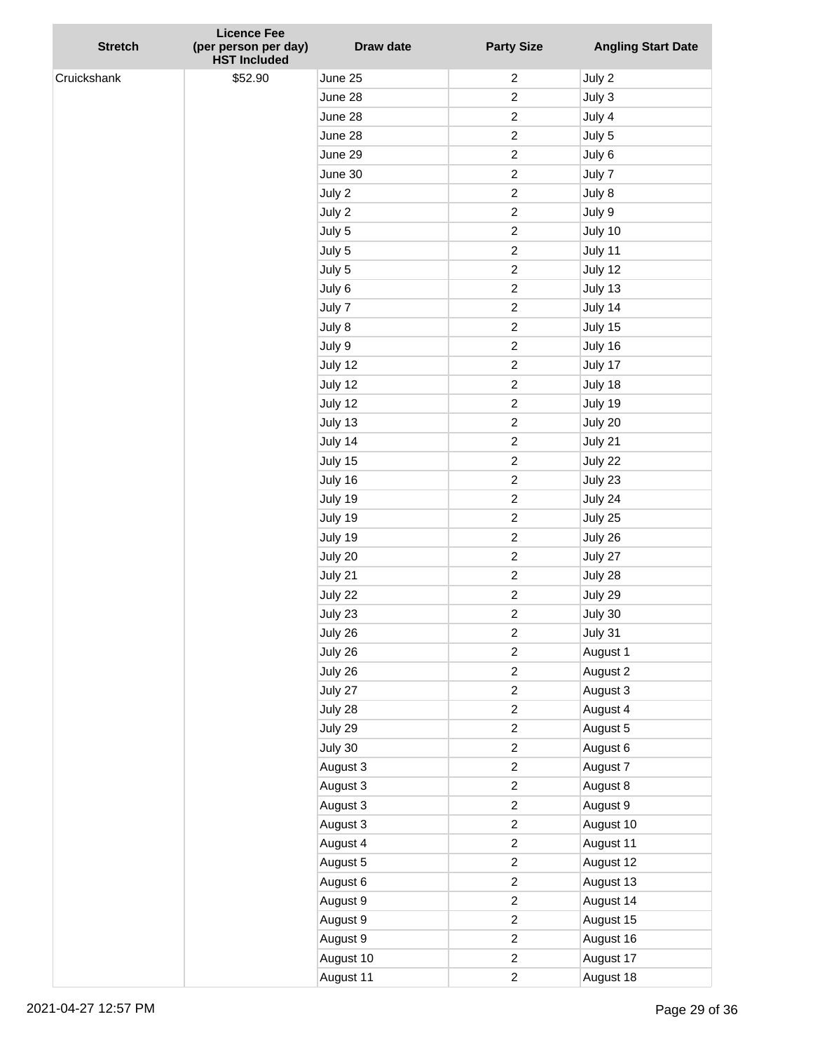| Stretch | Licence Fee (per person per day) HST Included | Draw date | Party Size | Angling Start Date |
|---|---|---|---|---|
| Cruickshank | $52.90 | June 25 | 2 | July 2 |
| | | June 28 | 2 | July 3 |
| | | June 28 | 2 | July 4 |
| | | June 28 | 2 | July 5 |
| | | June 29 | 2 | July 6 |
| | | June 30 | 2 | July 7 |
| | | July 2 | 2 | July 8 |
| | | July 2 | 2 | July 9 |
| | | July 5 | 2 | July 10 |
| | | July 5 | 2 | July 11 |
| | | July 5 | 2 | July 12 |
| | | July 6 | 2 | July 13 |
| | | July 7 | 2 | July 14 |
| | | July 8 | 2 | July 15 |
| | | July 9 | 2 | July 16 |
| | | July 12 | 2 | July 17 |
| | | July 12 | 2 | July 18 |
| | | July 12 | 2 | July 19 |
| | | July 13 | 2 | July 20 |
| | | July 14 | 2 | July 21 |
| | | July 15 | 2 | July 22 |
| | | July 16 | 2 | July 23 |
| | | July 19 | 2 | July 24 |
| | | July 19 | 2 | July 25 |
| | | July 19 | 2 | July 26 |
| | | July 20 | 2 | July 27 |
| | | July 21 | 2 | July 28 |
| | | July 22 | 2 | July 29 |
| | | July 23 | 2 | July 30 |
| | | July 26 | 2 | July 31 |
| | | July 26 | 2 | August 1 |
| | | July 26 | 2 | August 2 |
| | | July 27 | 2 | August 3 |
| | | July 28 | 2 | August 4 |
| | | July 29 | 2 | August 5 |
| | | July 30 | 2 | August 6 |
| | | August 3 | 2 | August 7 |
| | | August 3 | 2 | August 8 |
| | | August 3 | 2 | August 9 |
| | | August 3 | 2 | August 10 |
| | | August 4 | 2 | August 11 |
| | | August 5 | 2 | August 12 |
| | | August 6 | 2 | August 13 |
| | | August 9 | 2 | August 14 |
| | | August 9 | 2 | August 15 |
| | | August 9 | 2 | August 16 |
| | | August 10 | 2 | August 17 |
| | | August 11 | 2 | August 18 |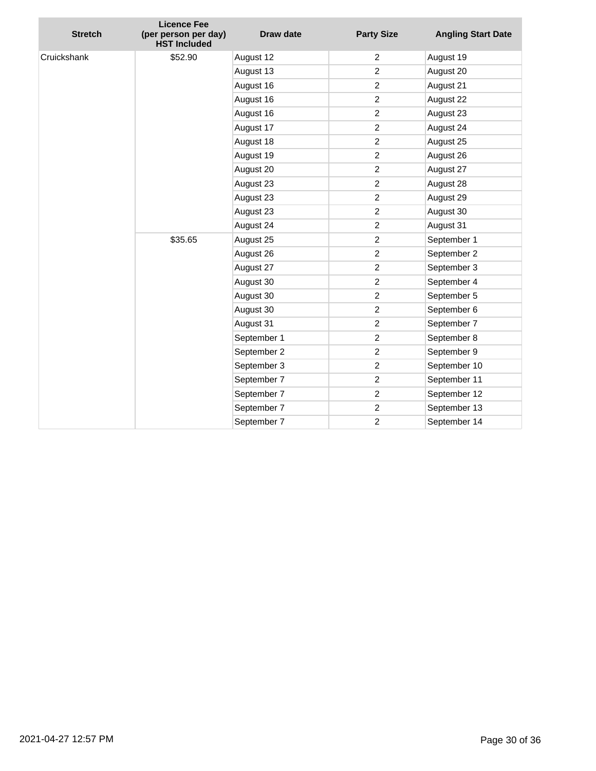| Stretch | Licence Fee (per person per day) HST Included | Draw date | Party Size | Angling Start Date |
|---|---|---|---|---|
| Cruickshank | $52.90 | August 12 | 2 | August 19 |
| | | August 13 | 2 | August 20 |
| | | August 16 | 2 | August 21 |
| | | August 16 | 2 | August 22 |
| | | August 16 | 2 | August 23 |
| | | August 17 | 2 | August 24 |
| | | August 18 | 2 | August 25 |
| | | August 19 | 2 | August 26 |
| | | August 20 | 2 | August 27 |
| | | August 23 | 2 | August 28 |
| | | August 23 | 2 | August 29 |
| | | August 23 | 2 | August 30 |
| | | August 24 | 2 | August 31 |
| | $35.65 | August 25 | 2 | September 1 |
| | | August 26 | 2 | September 2 |
| | | August 27 | 2 | September 3 |
| | | August 30 | 2 | September 4 |
| | | August 30 | 2 | September 5 |
| | | August 30 | 2 | September 6 |
| | | August 31 | 2 | September 7 |
| | | September 1 | 2 | September 8 |
| | | September 2 | 2 | September 9 |
| | | September 3 | 2 | September 10 |
| | | September 7 | 2 | September 11 |
| | | September 7 | 2 | September 12 |
| | | September 7 | 2 | September 13 |
| | | September 7 | 2 | September 14 |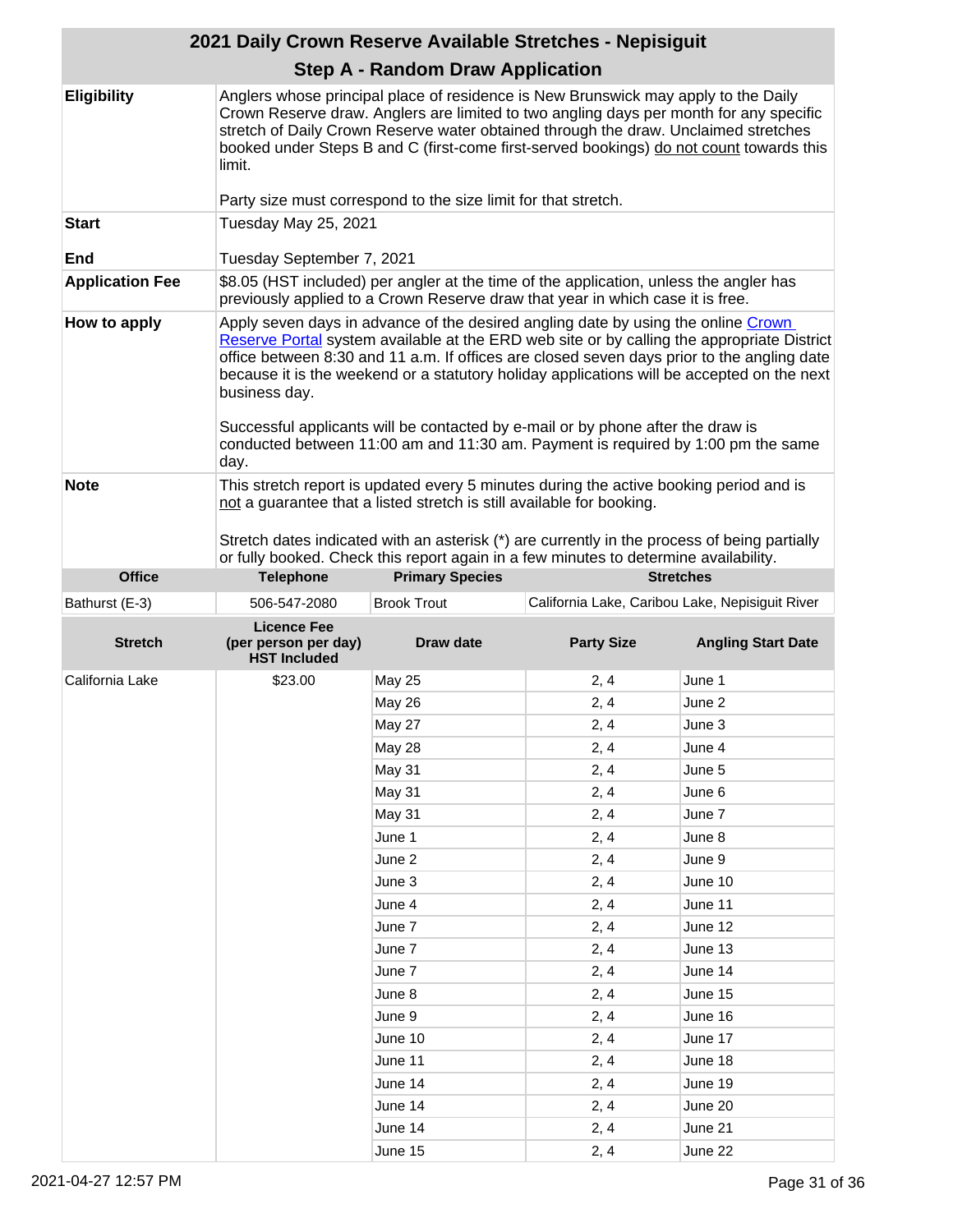## 2021 Daily Crown Reserve Available Stretches - Nepisiguit

### Step A - Random Draw Application

| | |
|---|---|
| **Eligibility** | Anglers whose principal place of residence is New Brunswick may apply to the Daily Crown Reserve draw. Anglers are limited to two angling days per month for any specific stretch of Daily Crown Reserve water obtained through the draw. Unclaimed stretches booked under Steps B and C (first-come first-served bookings) do not count towards this limit.<br><br>Party size must correspond to the size limit for that stretch. |
| **Start**<br><br>**End** | Tuesday May 25, 2021<br><br>Tuesday September 7, 2021 |
| **Application Fee** | $8.05 (HST included) per angler at the time of the application, unless the angler has previously applied to a Crown Reserve draw that year in which case it is free. |
| **How to apply** | Apply seven days in advance of the desired angling date by using the online Crown Reserve Portal system available at the ERD web site or by calling the appropriate District office between 8:30 and 11 a.m. If offices are closed seven days prior to the angling date because it is the weekend or a statutory holiday applications will be accepted on the next business day.<br><br>Successful applicants will be contacted by e-mail or by phone after the draw is conducted between 11:00 am and 11:30 am. Payment is required by 1:00 pm the same day. |
| **Note** | This stretch report is updated every 5 minutes during the active booking period and is not a guarantee that a listed stretch is still available for booking.<br><br>Stretch dates indicated with an asterisk (*) are currently in the process of being partially or fully booked. Check this report again in a few minutes to determine availability. |

| Office | Telephone | Primary Species | Stretches |
|---|---|---|---|
| Bathurst (E-3) | 506-547-2080 | Brook Trout | California Lake, Caribou Lake, Nepisiguit River |

| Stretch | Licence Fee (per person per day) HST Included | Draw date | Party Size | Angling Start Date |
|---|---|---|---|---|
| California Lake | $23.00 | May 25 | 2, 4 | June 1 |
| | | May 26 | 2, 4 | June 2 |
| | | May 27 | 2, 4 | June 3 |
| | | May 28 | 2, 4 | June 4 |
| | | May 31 | 2, 4 | June 5 |
| | | May 31 | 2, 4 | June 6 |
| | | May 31 | 2, 4 | June 7 |
| | | June 1 | 2, 4 | June 8 |
| | | June 2 | 2, 4 | June 9 |
| | | June 3 | 2, 4 | June 10 |
| | | June 4 | 2, 4 | June 11 |
| | | June 7 | 2, 4 | June 12 |
| | | June 7 | 2, 4 | June 13 |
| | | June 7 | 2, 4 | June 14 |
| | | June 8 | 2, 4 | June 15 |
| | | June 9 | 2, 4 | June 16 |
| | | June 10 | 2, 4 | June 17 |
| | | June 11 | 2, 4 | June 18 |
| | | June 14 | 2, 4 | June 19 |
| | | June 14 | 2, 4 | June 20 |
| | | June 14 | 2, 4 | June 21 |
| | | June 15 | 2, 4 | June 22 |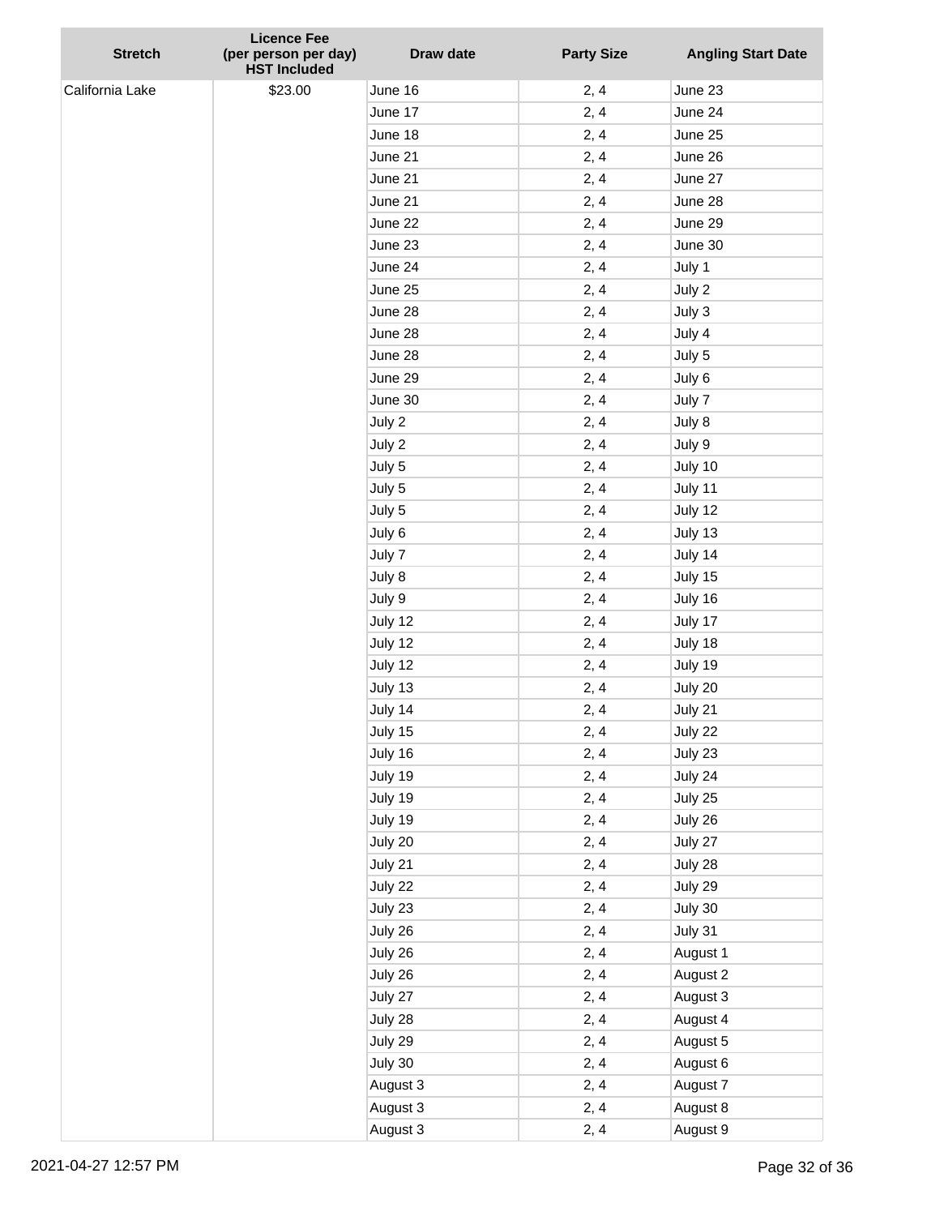| Stretch | Licence Fee (per person per day) HST Included | Draw date | Party Size | Angling Start Date |
|---|---|---|---|---|
| California Lake | $23.00 | June 16 | 2, 4 | June 23 |
| | | June 17 | 2, 4 | June 24 |
| | | June 18 | 2, 4 | June 25 |
| | | June 21 | 2, 4 | June 26 |
| | | June 21 | 2, 4 | June 27 |
| | | June 21 | 2, 4 | June 28 |
| | | June 22 | 2, 4 | June 29 |
| | | June 23 | 2, 4 | June 30 |
| | | June 24 | 2, 4 | July 1 |
| | | June 25 | 2, 4 | July 2 |
| | | June 28 | 2, 4 | July 3 |
| | | June 28 | 2, 4 | July 4 |
| | | June 28 | 2, 4 | July 5 |
| | | June 29 | 2, 4 | July 6 |
| | | June 30 | 2, 4 | July 7 |
| | | July 2 | 2, 4 | July 8 |
| | | July 2 | 2, 4 | July 9 |
| | | July 5 | 2, 4 | July 10 |
| | | July 5 | 2, 4 | July 11 |
| | | July 5 | 2, 4 | July 12 |
| | | July 6 | 2, 4 | July 13 |
| | | July 7 | 2, 4 | July 14 |
| | | July 8 | 2, 4 | July 15 |
| | | July 9 | 2, 4 | July 16 |
| | | July 12 | 2, 4 | July 17 |
| | | July 12 | 2, 4 | July 18 |
| | | July 12 | 2, 4 | July 19 |
| | | July 13 | 2, 4 | July 20 |
| | | July 14 | 2, 4 | July 21 |
| | | July 15 | 2, 4 | July 22 |
| | | July 16 | 2, 4 | July 23 |
| | | July 19 | 2, 4 | July 24 |
| | | July 19 | 2, 4 | July 25 |
| | | July 19 | 2, 4 | July 26 |
| | | July 20 | 2, 4 | July 27 |
| | | July 21 | 2, 4 | July 28 |
| | | July 22 | 2, 4 | July 29 |
| | | July 23 | 2, 4 | July 30 |
| | | July 26 | 2, 4 | July 31 |
| | | July 26 | 2, 4 | August 1 |
| | | July 26 | 2, 4 | August 2 |
| | | July 27 | 2, 4 | August 3 |
| | | July 28 | 2, 4 | August 4 |
| | | July 29 | 2, 4 | August 5 |
| | | July 30 | 2, 4 | August 6 |
| | | August 3 | 2, 4 | August 7 |
| | | August 3 | 2, 4 | August 8 |
| | | August 3 | 2, 4 | August 9 |

2021-04-27 12:57 PM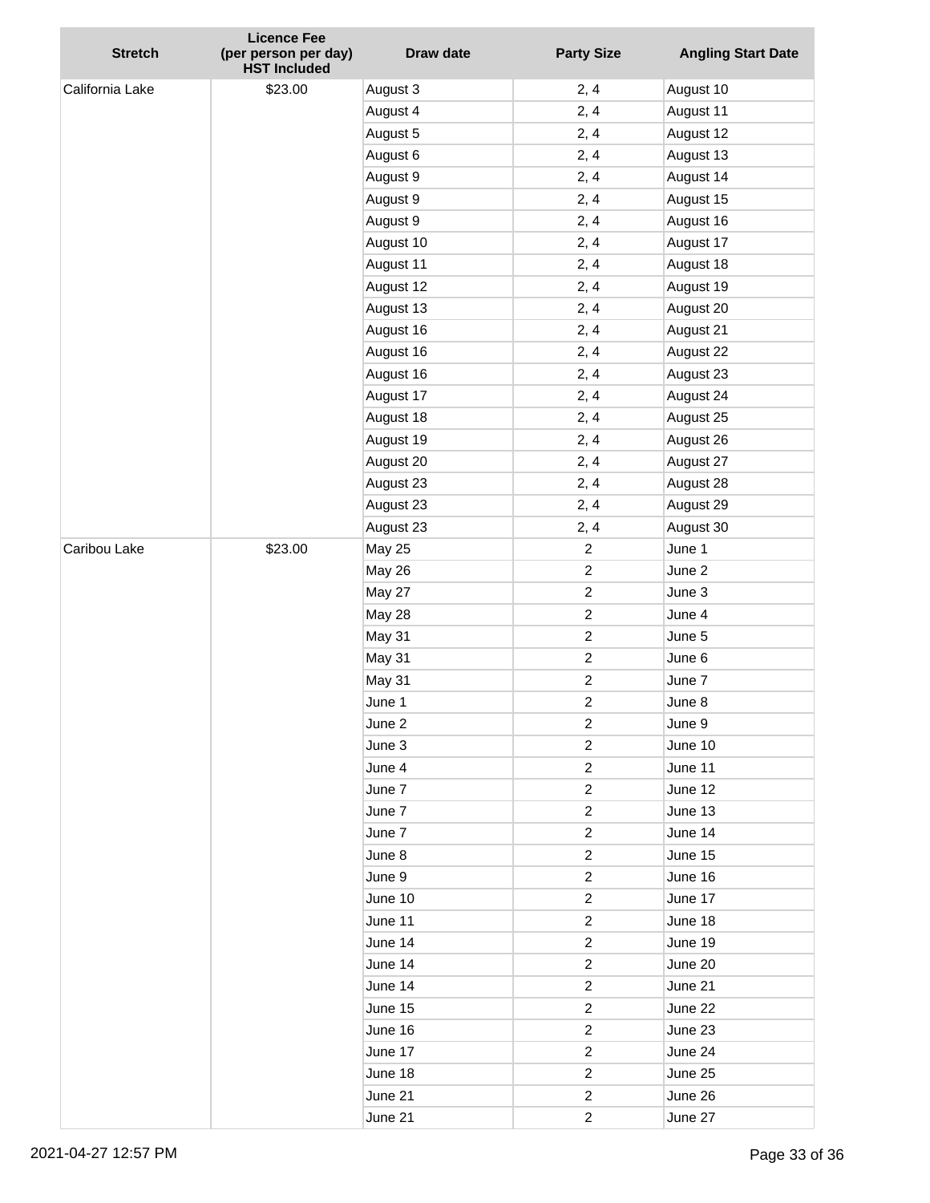| Stretch | Licence Fee (per person per day) HST Included | Draw date | Party Size | Angling Start Date |
|---|---|---|---|---|
| California Lake | $23.00 | August 3 | 2, 4 | August 10 |
| | | August 4 | 2, 4 | August 11 |
| | | August 5 | 2, 4 | August 12 |
| | | August 6 | 2, 4 | August 13 |
| | | August 9 | 2, 4 | August 14 |
| | | August 9 | 2, 4 | August 15 |
| | | August 9 | 2, 4 | August 16 |
| | | August 10 | 2, 4 | August 17 |
| | | August 11 | 2, 4 | August 18 |
| | | August 12 | 2, 4 | August 19 |
| | | August 13 | 2, 4 | August 20 |
| | | August 16 | 2, 4 | August 21 |
| | | August 16 | 2, 4 | August 22 |
| | | August 16 | 2, 4 | August 23 |
| | | August 17 | 2, 4 | August 24 |
| | | August 18 | 2, 4 | August 25 |
| | | August 19 | 2, 4 | August 26 |
| | | August 20 | 2, 4 | August 27 |
| | | August 23 | 2, 4 | August 28 |
| | | August 23 | 2, 4 | August 29 |
| | | August 23 | 2, 4 | August 30 |
| Caribou Lake | $23.00 | May 25 | 2 | June 1 |
| | | May 26 | 2 | June 2 |
| | | May 27 | 2 | June 3 |
| | | May 28 | 2 | June 4 |
| | | May 31 | 2 | June 5 |
| | | May 31 | 2 | June 6 |
| | | May 31 | 2 | June 7 |
| | | June 1 | 2 | June 8 |
| | | June 2 | 2 | June 9 |
| | | June 3 | 2 | June 10 |
| | | June 4 | 2 | June 11 |
| | | June 7 | 2 | June 12 |
| | | June 7 | 2 | June 13 |
| | | June 7 | 2 | June 14 |
| | | June 8 | 2 | June 15 |
| | | June 9 | 2 | June 16 |
| | | June 10 | 2 | June 17 |
| | | June 11 | 2 | June 18 |
| | | June 14 | 2 | June 19 |
| | | June 14 | 2 | June 20 |
| | | June 14 | 2 | June 21 |
| | | June 15 | 2 | June 22 |
| | | June 16 | 2 | June 23 |
| | | June 17 | 2 | June 24 |
| | | June 18 | 2 | June 25 |
| | | June 21 | 2 | June 26 |
| | | June 21 | 2 | June 27 |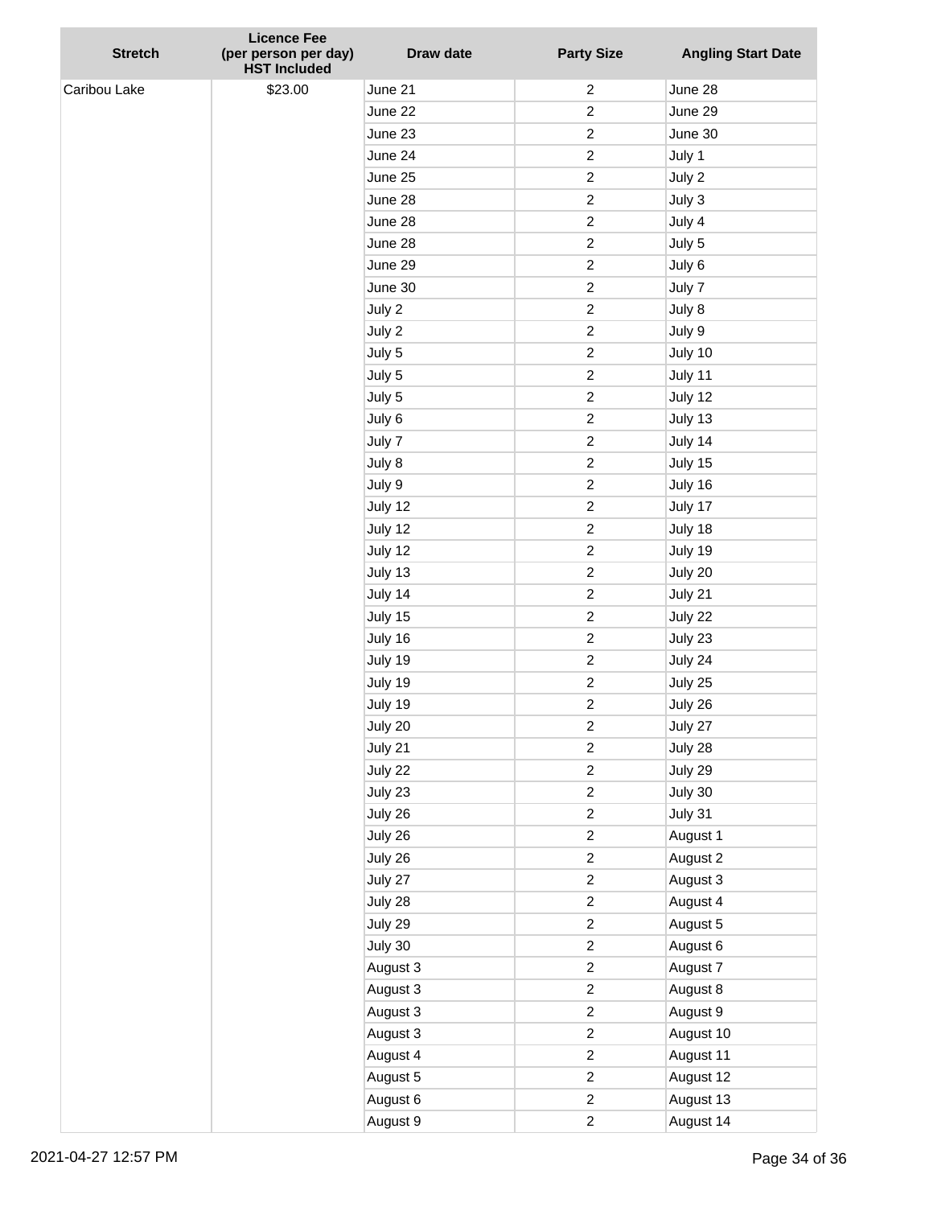| Stretch | Licence Fee (per person per day) HST Included | Draw date | Party Size | Angling Start Date |
|---|---|---|---|---|
| Caribou Lake | $23.00 | June 21 | 2 | June 28 |
| | | June 22 | 2 | June 29 |
| | | June 23 | 2 | June 30 |
| | | June 24 | 2 | July 1 |
| | | June 25 | 2 | July 2 |
| | | June 28 | 2 | July 3 |
| | | June 28 | 2 | July 4 |
| | | June 28 | 2 | July 5 |
| | | June 29 | 2 | July 6 |
| | | June 30 | 2 | July 7 |
| | | July 2 | 2 | July 8 |
| | | July 2 | 2 | July 9 |
| | | July 5 | 2 | July 10 |
| | | July 5 | 2 | July 11 |
| | | July 5 | 2 | July 12 |
| | | July 6 | 2 | July 13 |
| | | July 7 | 2 | July 14 |
| | | July 8 | 2 | July 15 |
| | | July 9 | 2 | July 16 |
| | | July 12 | 2 | July 17 |
| | | July 12 | 2 | July 18 |
| | | July 12 | 2 | July 19 |
| | | July 13 | 2 | July 20 |
| | | July 14 | 2 | July 21 |
| | | July 15 | 2 | July 22 |
| | | July 16 | 2 | July 23 |
| | | July 19 | 2 | July 24 |
| | | July 19 | 2 | July 25 |
| | | July 19 | 2 | July 26 |
| | | July 20 | 2 | July 27 |
| | | July 21 | 2 | July 28 |
| | | July 22 | 2 | July 29 |
| | | July 23 | 2 | July 30 |
| | | July 26 | 2 | July 31 |
| | | July 26 | 2 | August 1 |
| | | July 26 | 2 | August 2 |
| | | July 27 | 2 | August 3 |
| | | July 28 | 2 | August 4 |
| | | July 29 | 2 | August 5 |
| | | July 30 | 2 | August 6 |
| | | August 3 | 2 | August 7 |
| | | August 3 | 2 | August 8 |
| | | August 3 | 2 | August 9 |
| | | August 3 | 2 | August 10 |
| | | August 4 | 2 | August 11 |
| | | August 5 | 2 | August 12 |
| | | August 6 | 2 | August 13 |
| | | August 9 | 2 | August 14 |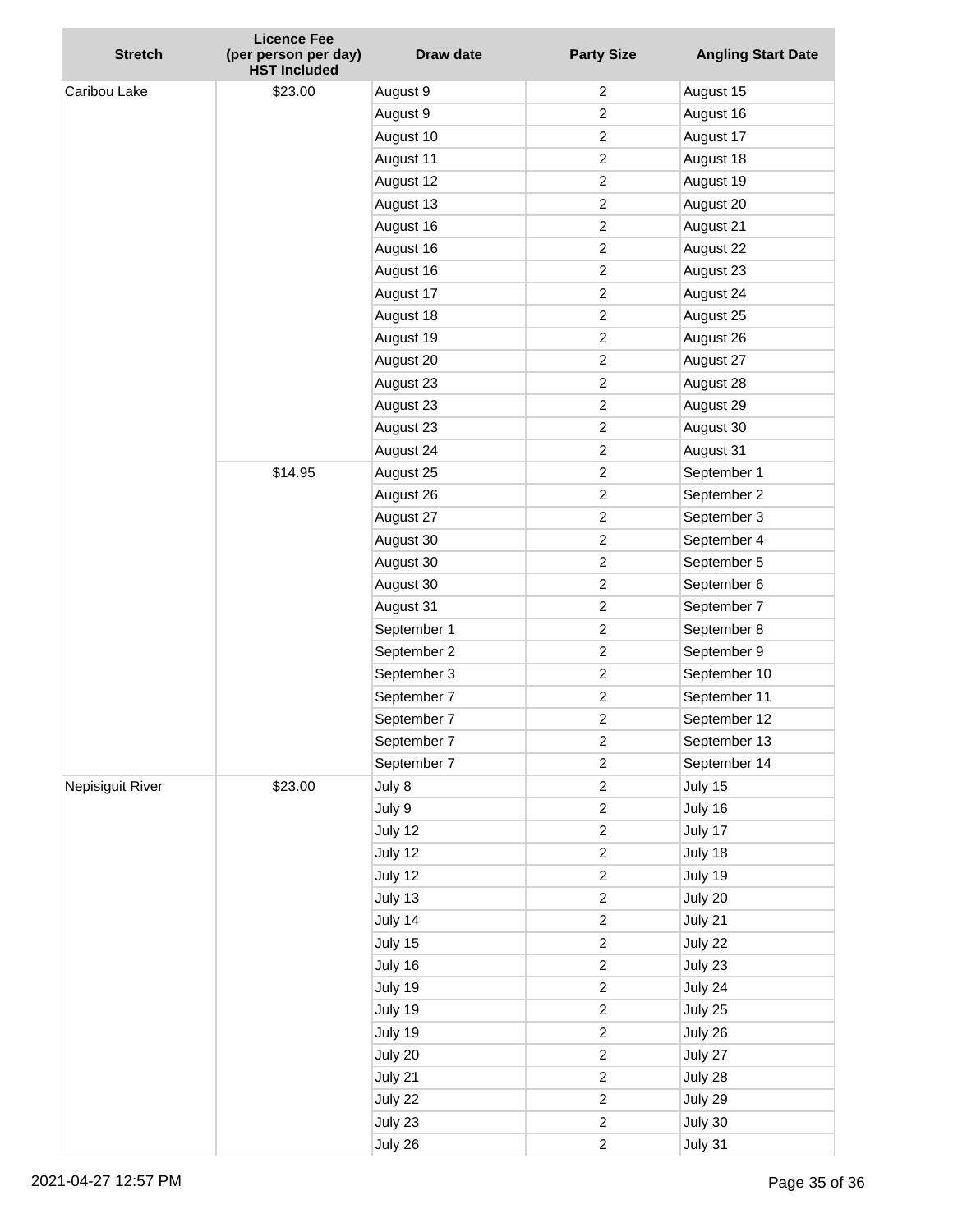| Stretch | Licence Fee (per person per day) HST Included | Draw date | Party Size | Angling Start Date |
|---|---|---|---|---|
| Caribou Lake | $23.00 | August 9 | 2 | August 15 |
| | | August 9 | 2 | August 16 |
| | | August 10 | 2 | August 17 |
| | | August 11 | 2 | August 18 |
| | | August 12 | 2 | August 19 |
| | | August 13 | 2 | August 20 |
| | | August 16 | 2 | August 21 |
| | | August 16 | 2 | August 22 |
| | | August 16 | 2 | August 23 |
| | | August 17 | 2 | August 24 |
| | | August 18 | 2 | August 25 |
| | | August 19 | 2 | August 26 |
| | | August 20 | 2 | August 27 |
| | | August 23 | 2 | August 28 |
| | | August 23 | 2 | August 29 |
| | | August 23 | 2 | August 30 |
| | | August 24 | 2 | August 31 |
| | $14.95 | August 25 | 2 | September 1 |
| | | August 26 | 2 | September 2 |
| | | August 27 | 2 | September 3 |
| | | August 30 | 2 | September 4 |
| | | August 30 | 2 | September 5 |
| | | August 30 | 2 | September 6 |
| | | August 31 | 2 | September 7 |
| | | September 1 | 2 | September 8 |
| | | September 2 | 2 | September 9 |
| | | September 3 | 2 | September 10 |
| | | September 7 | 2 | September 11 |
| | | September 7 | 2 | September 12 |
| | | September 7 | 2 | September 13 |
| | | September 7 | 2 | September 14 |
| Nepisiguit River | $23.00 | July 8 | 2 | July 15 |
| | | July 9 | 2 | July 16 |
| | | July 12 | 2 | July 17 |
| | | July 12 | 2 | July 18 |
| | | July 12 | 2 | July 19 |
| | | July 13 | 2 | July 20 |
| | | July 14 | 2 | July 21 |
| | | July 15 | 2 | July 22 |
| | | July 16 | 2 | July 23 |
| | | July 19 | 2 | July 24 |
| | | July 19 | 2 | July 25 |
| | | July 19 | 2 | July 26 |
| | | July 20 | 2 | July 27 |
| | | July 21 | 2 | July 28 |
| | | July 22 | 2 | July 29 |
| | | July 23 | 2 | July 30 |
| | | July 26 | 2 | July 31 |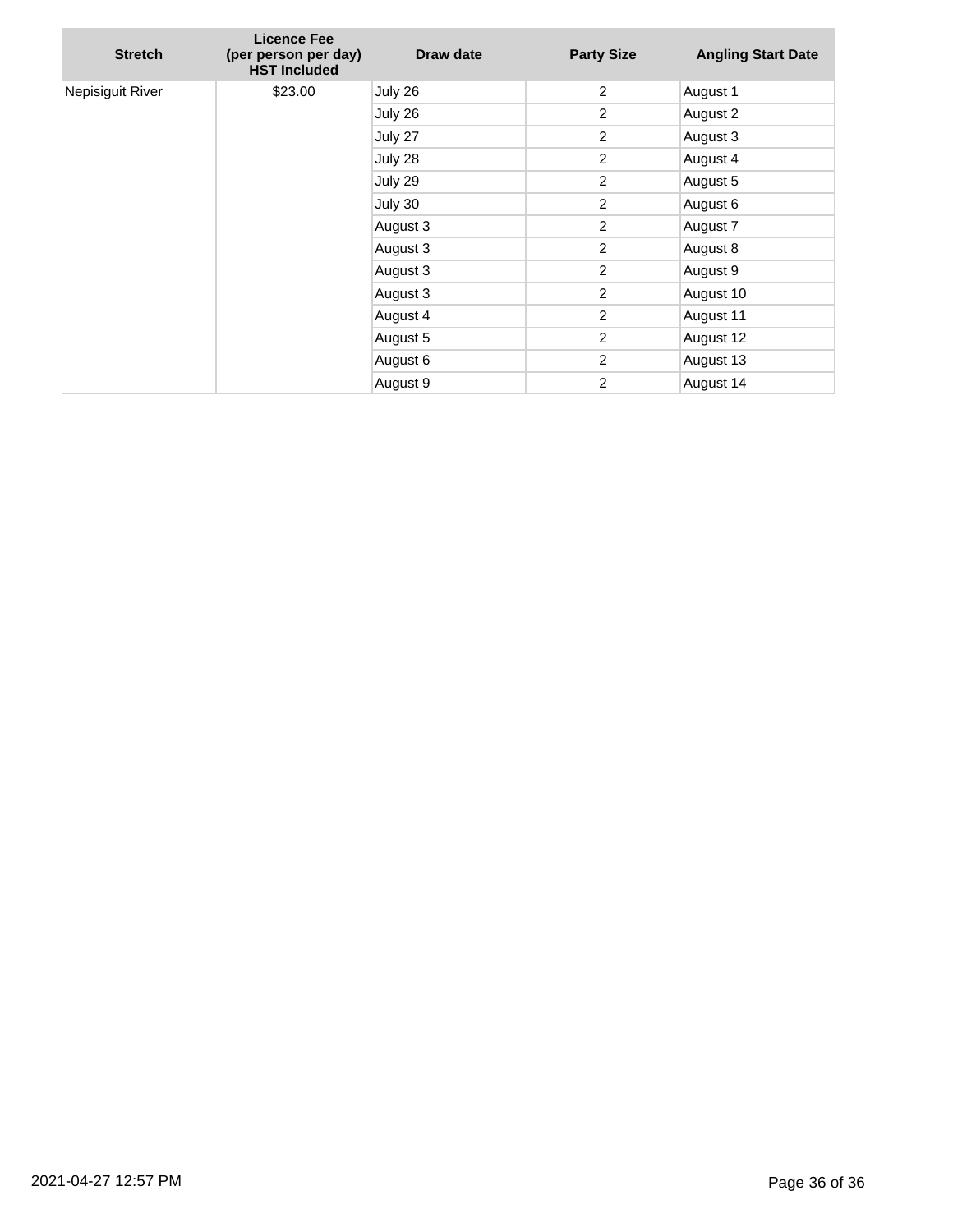| Stretch | Licence Fee (per person per day) HST Included | Draw date | Party Size | Angling Start Date |
|---|---|---|---|---|
| Nepisiguit River | $23.00 | July 26 | 2 | August 1 |
| | | July 26 | 2 | August 2 |
| | | July 27 | 2 | August 3 |
| | | July 28 | 2 | August 4 |
| | | July 29 | 2 | August 5 |
| | | July 30 | 2 | August 6 |
| | | August 3 | 2 | August 7 |
| | | August 3 | 2 | August 8 |
| | | August 3 | 2 | August 9 |
| | | August 3 | 2 | August 10 |
| | | August 4 | 2 | August 11 |
| | | August 5 | 2 | August 12 |
| | | August 6 | 2 | August 13 |
| | | August 9 | 2 | August 14 |

2021-04-27 12:57 PM